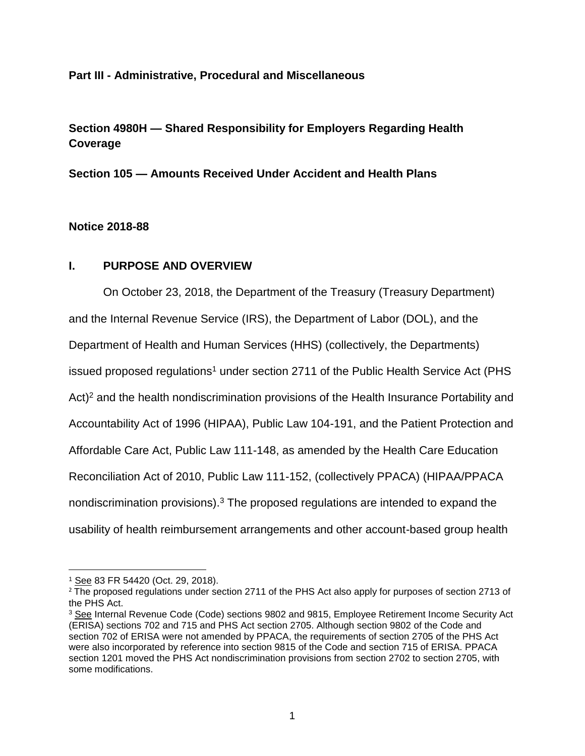**Part III - Administrative, Procedural and Miscellaneous**

**Section 4980H — Shared Responsibility for Employers Regarding Health Coverage**

**Section 105 — Amounts Received Under Accident and Health Plans**

**Notice 2018-88**

## I. PURPOSE AND OVERVIEW

On October 23, 2018, the Department of the Treasury (Treasury Department) and the Internal Revenue Service (IRS), the Department of Labor (DOL), and the Department of Health and Human Services (HHS) (collectively, the Departments) issued proposed regulations[1] under section 2711 of the Public Health Service Act (PHS Act)[2] and the health nondiscrimination provisions of the Health Insurance Portability and Accountability Act of 1996 (HIPAA), Public Law 104-191, and the Patient Protection and Affordable Care Act, Public Law 111-148, as amended by the Health Care Education Reconciliation Act of 2010, Public Law 111-152, (collectively PPACA) (HIPAA/PPACA nondiscrimination provisions).[3] The proposed regulations are intended to expand the usability of health reimbursement arrangements and other account-based group health

---

[1] See 83 FR 54420 (Oct. 29, 2018).

[2] The proposed regulations under section 2711 of the PHS Act also apply for purposes of section 2713 of the PHS Act.

[3] See Internal Revenue Code (Code) sections 9802 and 9815, Employee Retirement Income Security Act (ERISA) sections 702 and 715 and PHS Act section 2705. Although section 9802 of the Code and section 702 of ERISA were not amended by PPACA, the requirements of section 2705 of the PHS Act were also incorporated by reference into section 9815 of the Code and section 715 of ERISA. PPACA section 1201 moved the PHS Act nondiscrimination provisions from section 2702 to section 2705, with some modifications.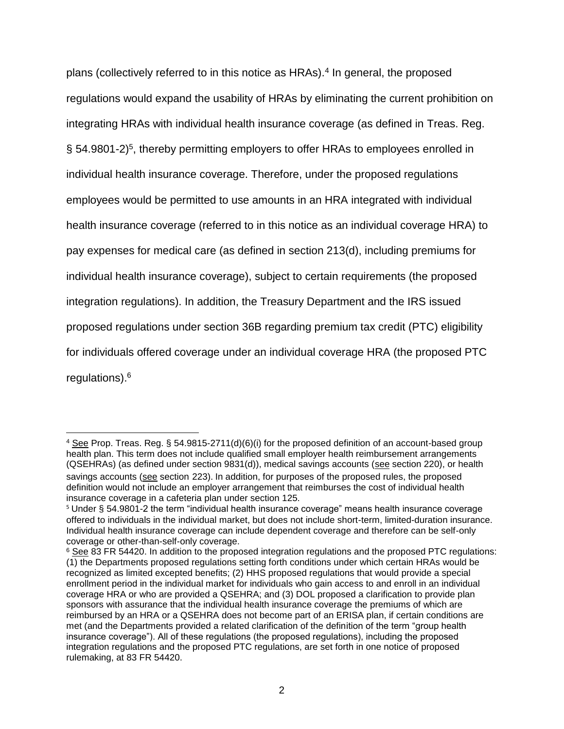plans (collectively referred to in this notice as HRAs).[4] In general, the proposed regulations would expand the usability of HRAs by eliminating the current prohibition on integrating HRAs with individual health insurance coverage (as defined in Treas. Reg. § 54.9801-2)[5], thereby permitting employers to offer HRAs to employees enrolled in individual health insurance coverage. Therefore, under the proposed regulations employees would be permitted to use amounts in an HRA integrated with individual health insurance coverage (referred to in this notice as an individual coverage HRA) to pay expenses for medical care (as defined in section 213(d), including premiums for individual health insurance coverage), subject to certain requirements (the proposed integration regulations). In addition, the Treasury Department and the IRS issued proposed regulations under section 36B regarding premium tax credit (PTC) eligibility for individuals offered coverage under an individual coverage HRA (the proposed PTC regulations).[6]

---

[4] See Prop. Treas. Reg. § 54.9815-2711(d)(6)(i) for the proposed definition of an account-based group health plan. This term does not include qualified small employer health reimbursement arrangements (QSEHRAs) (as defined under section 9831(d)), medical savings accounts (see section 220), or health savings accounts (see section 223). In addition, for purposes of the proposed rules, the proposed definition would not include an employer arrangement that reimburses the cost of individual health insurance coverage in a cafeteria plan under section 125.

[5] Under § 54.9801-2 the term "individual health insurance coverage" means health insurance coverage offered to individuals in the individual market, but does not include short-term, limited-duration insurance. Individual health insurance coverage can include dependent coverage and therefore can be self-only coverage or other-than-self-only coverage.

[6] See 83 FR 54420. In addition to the proposed integration regulations and the proposed PTC regulations: (1) the Departments proposed regulations setting forth conditions under which certain HRAs would be recognized as limited excepted benefits; (2) HHS proposed regulations that would provide a special enrollment period in the individual market for individuals who gain access to and enroll in an individual coverage HRA or who are provided a QSEHRA; and (3) DOL proposed a clarification to provide plan sponsors with assurance that the individual health insurance coverage the premiums of which are reimbursed by an HRA or a QSEHRA does not become part of an ERISA plan, if certain conditions are met (and the Departments provided a related clarification of the definition of the term "group health insurance coverage"). All of these regulations (the proposed regulations), including the proposed integration regulations and the proposed PTC regulations, are set forth in one notice of proposed rulemaking, at 83 FR 54420.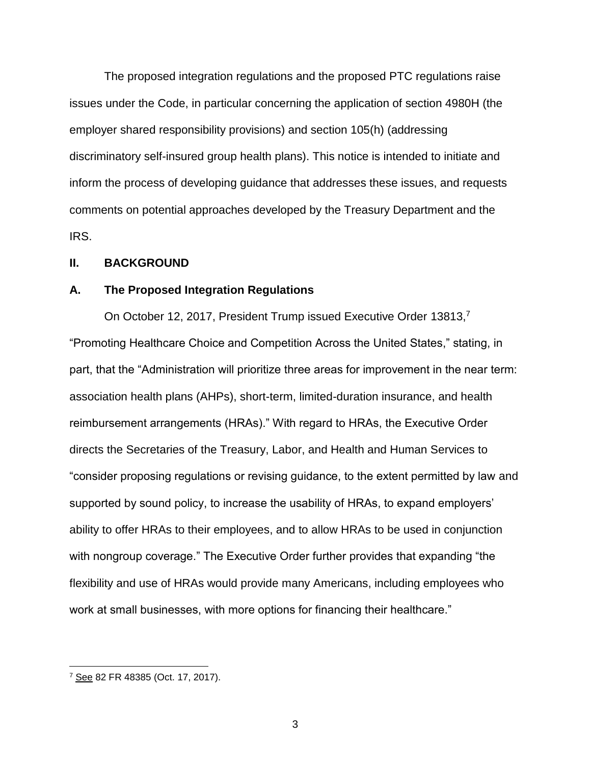The proposed integration regulations and the proposed PTC regulations raise issues under the Code, in particular concerning the application of section 4980H (the employer shared responsibility provisions) and section 105(h) (addressing discriminatory self-insured group health plans). This notice is intended to initiate and inform the process of developing guidance that addresses these issues, and requests comments on potential approaches developed by the Treasury Department and the IRS.

## II. BACKGROUND

### A. The Proposed Integration Regulations

On October 12, 2017, President Trump issued Executive Order 13813,[7] "Promoting Healthcare Choice and Competition Across the United States," stating, in part, that the "Administration will prioritize three areas for improvement in the near term: association health plans (AHPs), short-term, limited-duration insurance, and health reimbursement arrangements (HRAs)." With regard to HRAs, the Executive Order directs the Secretaries of the Treasury, Labor, and Health and Human Services to "consider proposing regulations or revising guidance, to the extent permitted by law and supported by sound policy, to increase the usability of HRAs, to expand employers' ability to offer HRAs to their employees, and to allow HRAs to be used in conjunction with nongroup coverage." The Executive Order further provides that expanding "the flexibility and use of HRAs would provide many Americans, including employees who work at small businesses, with more options for financing their healthcare."

[7] See 82 FR 48385 (Oct. 17, 2017).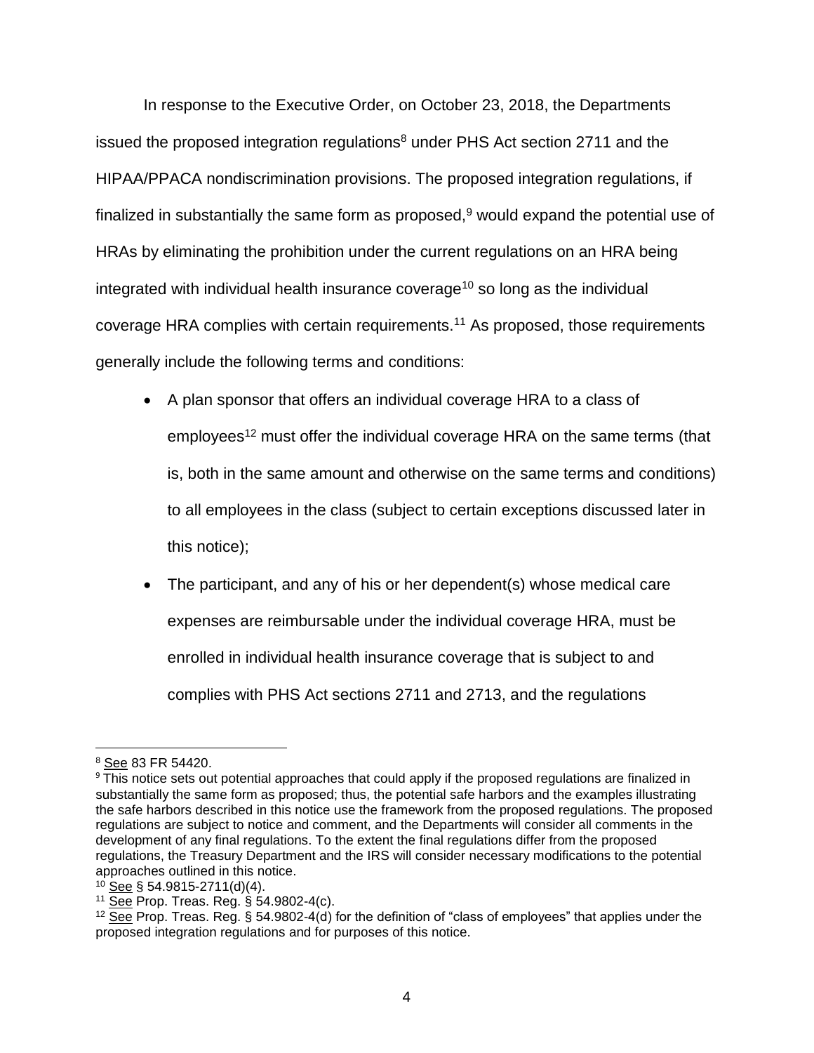In response to the Executive Order, on October 23, 2018, the Departments issued the proposed integration regulations[8] under PHS Act section 2711 and the HIPAA/PPACA nondiscrimination provisions. The proposed integration regulations, if finalized in substantially the same form as proposed,[9] would expand the potential use of HRAs by eliminating the prohibition under the current regulations on an HRA being integrated with individual health insurance coverage[10] so long as the individual coverage HRA complies with certain requirements.[11] As proposed, those requirements generally include the following terms and conditions:

- A plan sponsor that offers an individual coverage HRA to a class of employees[12] must offer the individual coverage HRA on the same terms (that is, both in the same amount and otherwise on the same terms and conditions) to all employees in the class (subject to certain exceptions discussed later in this notice);
- The participant, and any of his or her dependent(s) whose medical care expenses are reimbursable under the individual coverage HRA, must be enrolled in individual health insurance coverage that is subject to and complies with PHS Act sections 2711 and 2713, and the regulations

---

[8] See 83 FR 54420.

[9] This notice sets out potential approaches that could apply if the proposed regulations are finalized in substantially the same form as proposed; thus, the potential safe harbors and the examples illustrating the safe harbors described in this notice use the framework from the proposed regulations. The proposed regulations are subject to notice and comment, and the Departments will consider all comments in the development of any final regulations. To the extent the final regulations differ from the proposed regulations, the Treasury Department and the IRS will consider necessary modifications to the potential approaches outlined in this notice.

[10] See § 54.9815-2711(d)(4).

[11] See Prop. Treas. Reg. § 54.9802-4(c).

[12] See Prop. Treas. Reg. § 54.9802-4(d) for the definition of "class of employees" that applies under the proposed integration regulations and for purposes of this notice.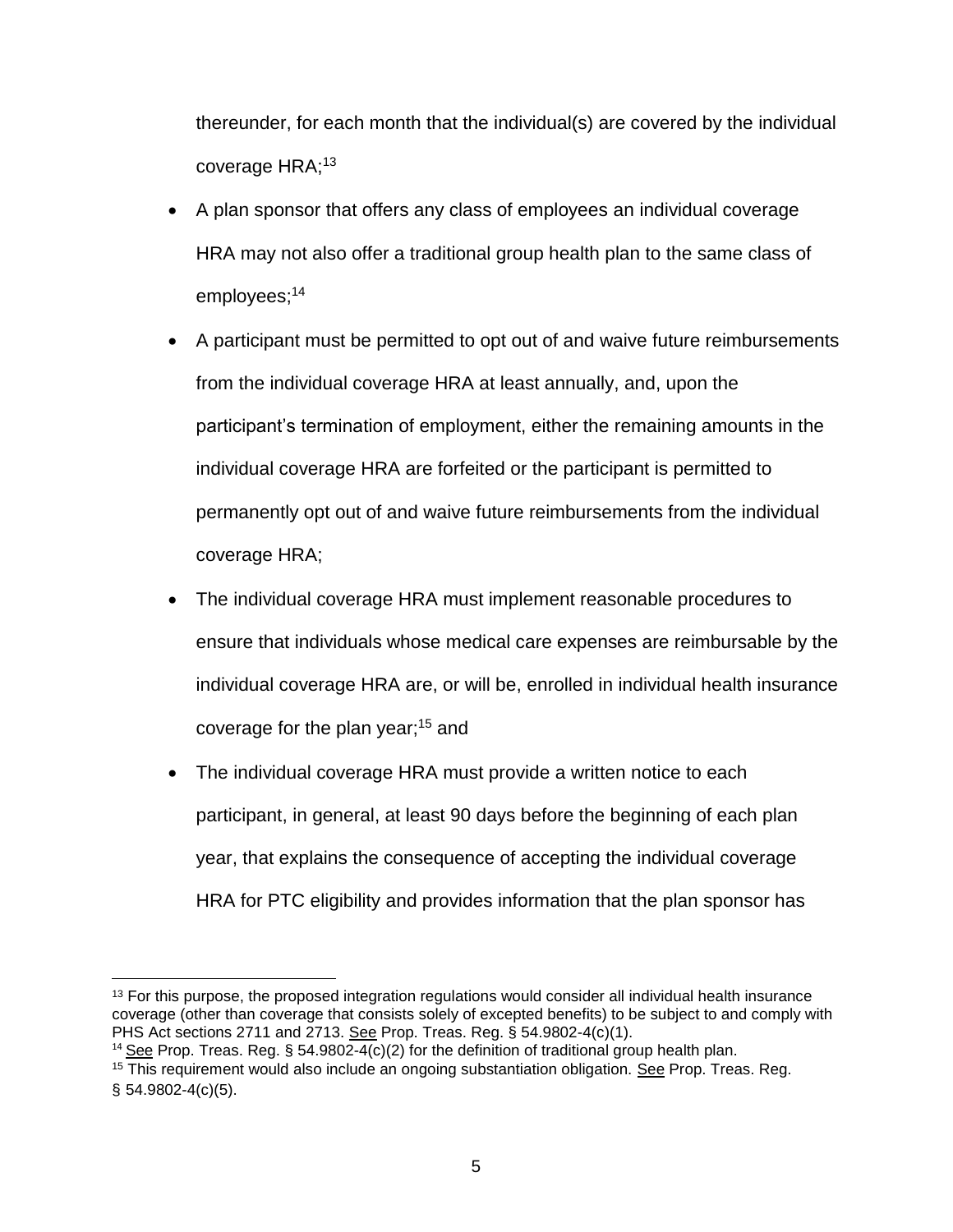thereunder, for each month that the individual(s) are covered by the individual coverage HRA;[13]

- A plan sponsor that offers any class of employees an individual coverage HRA may not also offer a traditional group health plan to the same class of employees;[14]
- A participant must be permitted to opt out of and waive future reimbursements from the individual coverage HRA at least annually, and, upon the participant's termination of employment, either the remaining amounts in the individual coverage HRA are forfeited or the participant is permitted to permanently opt out of and waive future reimbursements from the individual coverage HRA;
- The individual coverage HRA must implement reasonable procedures to ensure that individuals whose medical care expenses are reimbursable by the individual coverage HRA are, or will be, enrolled in individual health insurance coverage for the plan year;[15] and
- The individual coverage HRA must provide a written notice to each participant, in general, at least 90 days before the beginning of each plan year, that explains the consequence of accepting the individual coverage HRA for PTC eligibility and provides information that the plan sponsor has

---

[13] For this purpose, the proposed integration regulations would consider all individual health insurance coverage (other than coverage that consists solely of excepted benefits) to be subject to and comply with PHS Act sections 2711 and 2713. See Prop. Treas. Reg. § 54.9802-4(c)(1).

[14] See Prop. Treas. Reg. § 54.9802-4(c)(2) for the definition of traditional group health plan.

[15] This requirement would also include an ongoing substantiation obligation. See Prop. Treas. Reg. § 54.9802-4(c)(5).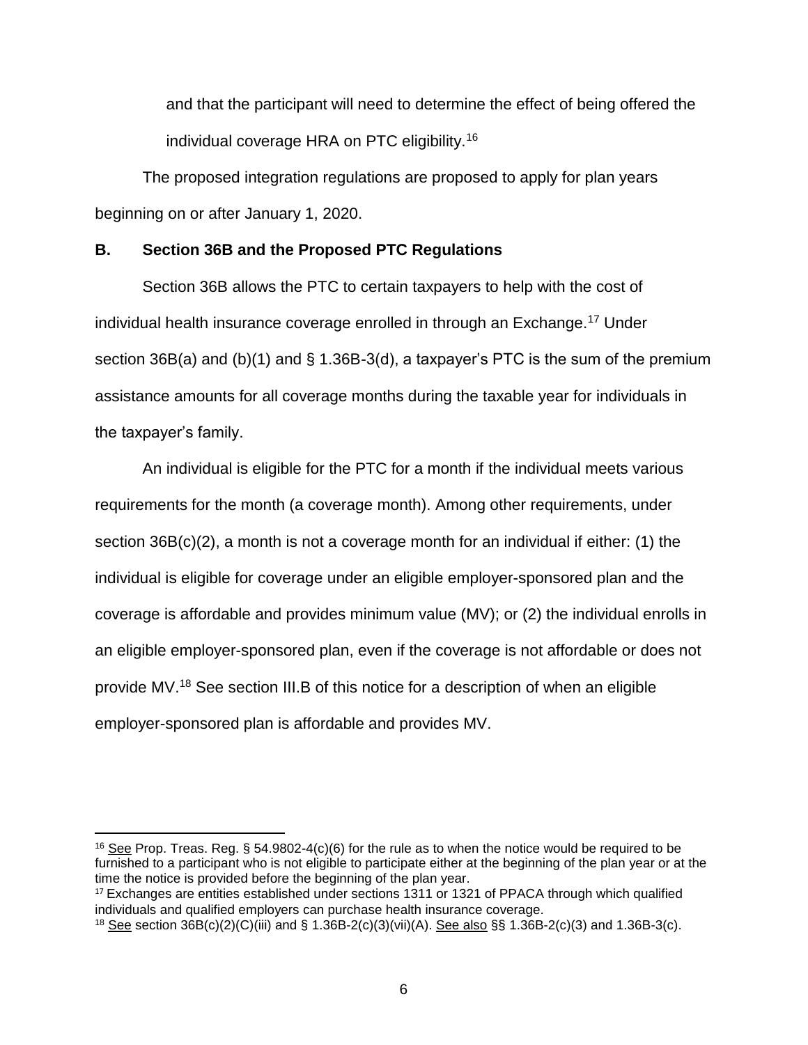and that the participant will need to determine the effect of being offered the individual coverage HRA on PTC eligibility.[16]

The proposed integration regulations are proposed to apply for plan years beginning on or after January 1, 2020.

### B. Section 36B and the Proposed PTC Regulations

Section 36B allows the PTC to certain taxpayers to help with the cost of individual health insurance coverage enrolled in through an Exchange.[17] Under section 36B(a) and (b)(1) and § 1.36B-3(d), a taxpayer's PTC is the sum of the premium assistance amounts for all coverage months during the taxable year for individuals in the taxpayer's family.

An individual is eligible for the PTC for a month if the individual meets various requirements for the month (a coverage month). Among other requirements, under section 36B(c)(2), a month is not a coverage month for an individual if either: (1) the individual is eligible for coverage under an eligible employer-sponsored plan and the coverage is affordable and provides minimum value (MV); or (2) the individual enrolls in an eligible employer-sponsored plan, even if the coverage is not affordable or does not provide MV.[18] See section III.B of this notice for a description of when an eligible employer-sponsored plan is affordable and provides MV.

---

[16] See Prop. Treas. Reg. § 54.9802-4(c)(6) for the rule as to when the notice would be required to be furnished to a participant who is not eligible to participate either at the beginning of the plan year or at the time the notice is provided before the beginning of the plan year.

[17] Exchanges are entities established under sections 1311 or 1321 of PPACA through which qualified individuals and qualified employers can purchase health insurance coverage.

[18] See section 36B(c)(2)(C)(iii) and § 1.36B-2(c)(3)(vii)(A). See also §§ 1.36B-2(c)(3) and 1.36B-3(c).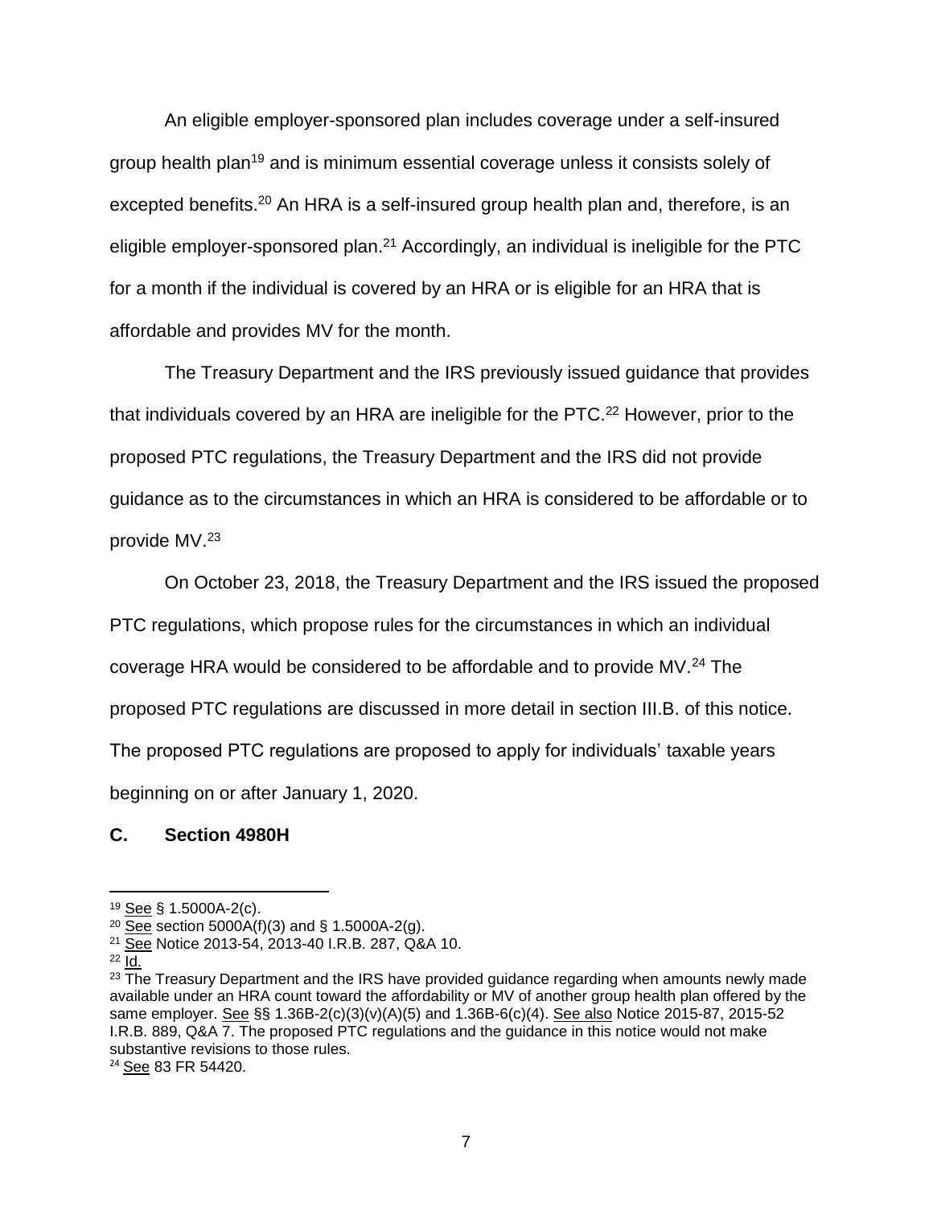An eligible employer-sponsored plan includes coverage under a self-insured group health plan[19] and is minimum essential coverage unless it consists solely of excepted benefits.[20] An HRA is a self-insured group health plan and, therefore, is an eligible employer-sponsored plan.[21] Accordingly, an individual is ineligible for the PTC for a month if the individual is covered by an HRA or is eligible for an HRA that is affordable and provides MV for the month.

The Treasury Department and the IRS previously issued guidance that provides that individuals covered by an HRA are ineligible for the PTC.[22] However, prior to the proposed PTC regulations, the Treasury Department and the IRS did not provide guidance as to the circumstances in which an HRA is considered to be affordable or to provide MV.[23]

On October 23, 2018, the Treasury Department and the IRS issued the proposed PTC regulations, which propose rules for the circumstances in which an individual coverage HRA would be considered to be affordable and to provide MV.[24] The proposed PTC regulations are discussed in more detail in section III.B. of this notice. The proposed PTC regulations are proposed to apply for individuals' taxable years beginning on or after January 1, 2020.

### C. Section 4980H

---

[19] See § 1.5000A-2(c).

[20] See section 5000A(f)(3) and § 1.5000A-2(g).

[21] See Notice 2013-54, 2013-40 I.R.B. 287, Q&A 10.

[22] Id.

[23] The Treasury Department and the IRS have provided guidance regarding when amounts newly made available under an HRA count toward the affordability or MV of another group health plan offered by the same employer. See §§ 1.36B-2(c)(3)(v)(A)(5) and 1.36B-6(c)(4). See also Notice 2015-87, 2015-52 I.R.B. 889, Q&A 7. The proposed PTC regulations and the guidance in this notice would not make substantive revisions to those rules.

[24] See 83 FR 54420.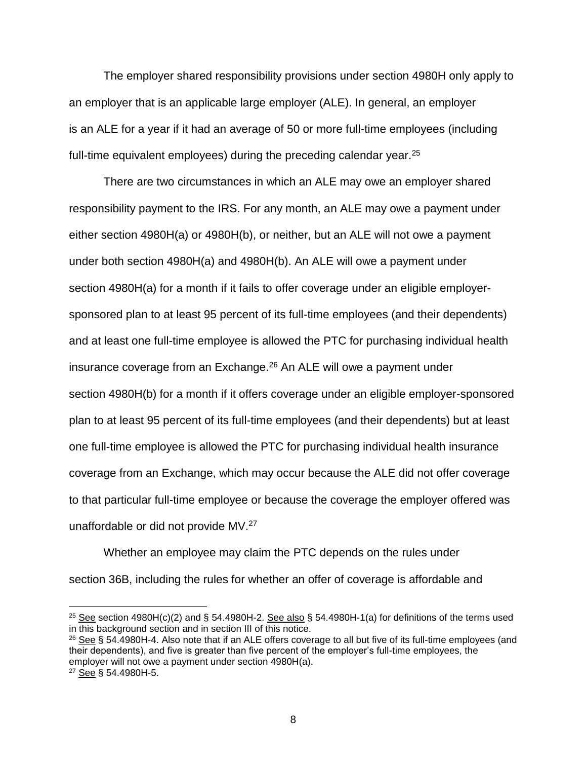The employer shared responsibility provisions under section 4980H only apply to an employer that is an applicable large employer (ALE). In general, an employer is an ALE for a year if it had an average of 50 or more full-time employees (including full-time equivalent employees) during the preceding calendar year.[25]

There are two circumstances in which an ALE may owe an employer shared responsibility payment to the IRS. For any month, an ALE may owe a payment under either section 4980H(a) or 4980H(b), or neither, but an ALE will not owe a payment under both section 4980H(a) and 4980H(b). An ALE will owe a payment under section 4980H(a) for a month if it fails to offer coverage under an eligible employer-sponsored plan to at least 95 percent of its full-time employees (and their dependents) and at least one full-time employee is allowed the PTC for purchasing individual health insurance coverage from an Exchange.[26] An ALE will owe a payment under section 4980H(b) for a month if it offers coverage under an eligible employer-sponsored plan to at least 95 percent of its full-time employees (and their dependents) but at least one full-time employee is allowed the PTC for purchasing individual health insurance coverage from an Exchange, which may occur because the ALE did not offer coverage to that particular full-time employee or because the coverage the employer offered was unaffordable or did not provide MV.[27]

Whether an employee may claim the PTC depends on the rules under section 36B, including the rules for whether an offer of coverage is affordable and

---

[25] See section 4980H(c)(2) and § 54.4980H-2. See also § 54.4980H-1(a) for definitions of the terms used in this background section and in section III of this notice.

[26] See § 54.4980H-4. Also note that if an ALE offers coverage to all but five of its full-time employees (and their dependents), and five is greater than five percent of the employer's full-time employees, the employer will not owe a payment under section 4980H(a).

[27] See § 54.4980H-5.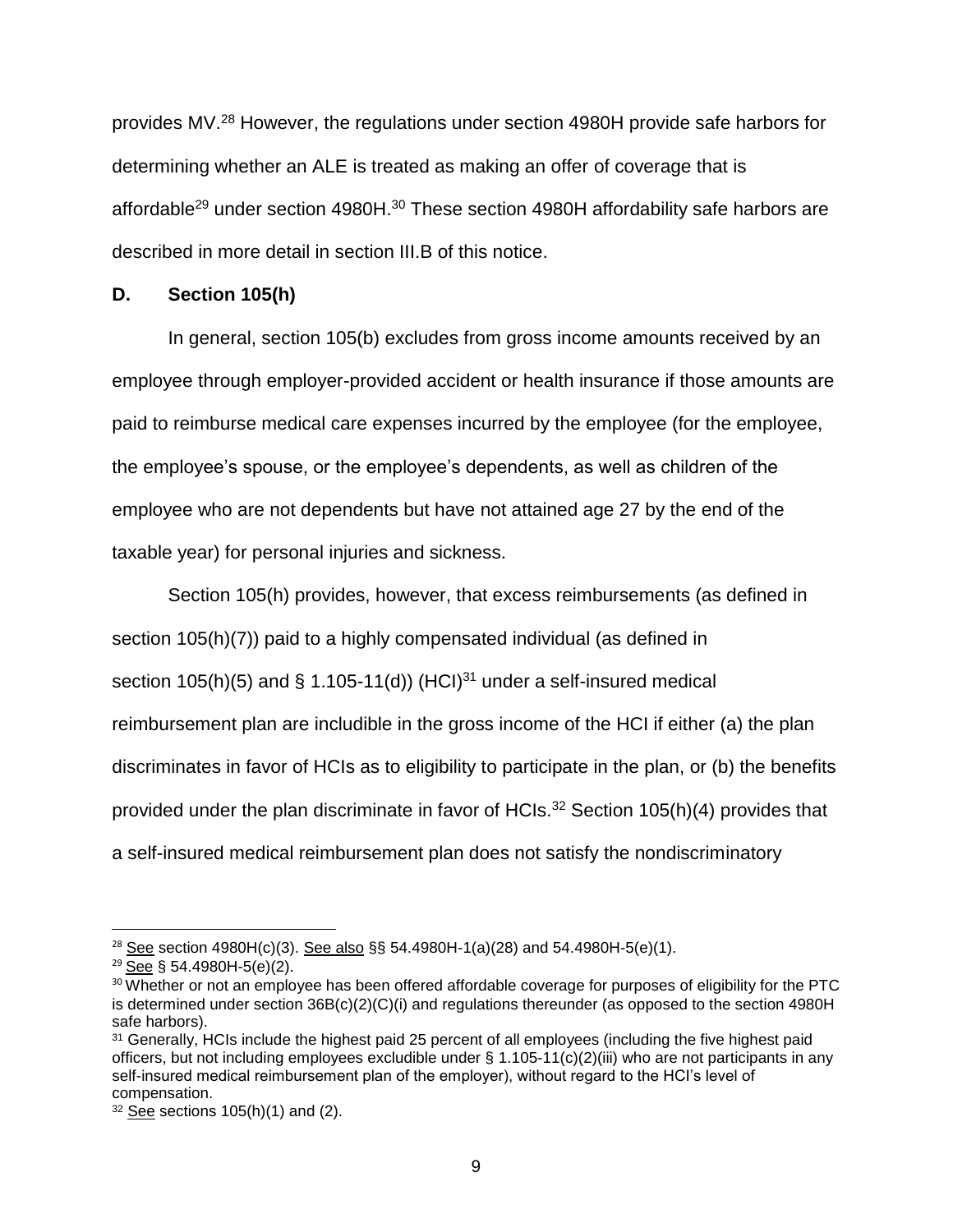provides MV.[28] However, the regulations under section 4980H provide safe harbors for determining whether an ALE is treated as making an offer of coverage that is affordable[29] under section 4980H.[30] These section 4980H affordability safe harbors are described in more detail in section III.B of this notice.

## D. Section 105(h)

In general, section 105(b) excludes from gross income amounts received by an employee through employer-provided accident or health insurance if those amounts are paid to reimburse medical care expenses incurred by the employee (for the employee, the employee's spouse, or the employee's dependents, as well as children of the employee who are not dependents but have not attained age 27 by the end of the taxable year) for personal injuries and sickness.

Section 105(h) provides, however, that excess reimbursements (as defined in section 105(h)(7)) paid to a highly compensated individual (as defined in section 105(h)(5) and § 1.105-11(d)) (HCI)[31] under a self-insured medical reimbursement plan are includible in the gross income of the HCI if either (a) the plan discriminates in favor of HCIs as to eligibility to participate in the plan, or (b) the benefits provided under the plan discriminate in favor of HCIs.[32] Section 105(h)(4) provides that a self-insured medical reimbursement plan does not satisfy the nondiscriminatory

---

[28] See section 4980H(c)(3). See also §§ 54.4980H-1(a)(28) and 54.4980H-5(e)(1).

[29] See § 54.4980H-5(e)(2).

[30] Whether or not an employee has been offered affordable coverage for purposes of eligibility for the PTC is determined under section 36B(c)(2)(C)(i) and regulations thereunder (as opposed to the section 4980H safe harbors).

[31] Generally, HCIs include the highest paid 25 percent of all employees (including the five highest paid officers, but not including employees excludible under § 1.105-11(c)(2)(iii) who are not participants in any self-insured medical reimbursement plan of the employer), without regard to the HCI's level of compensation.

[32] See sections 105(h)(1) and (2).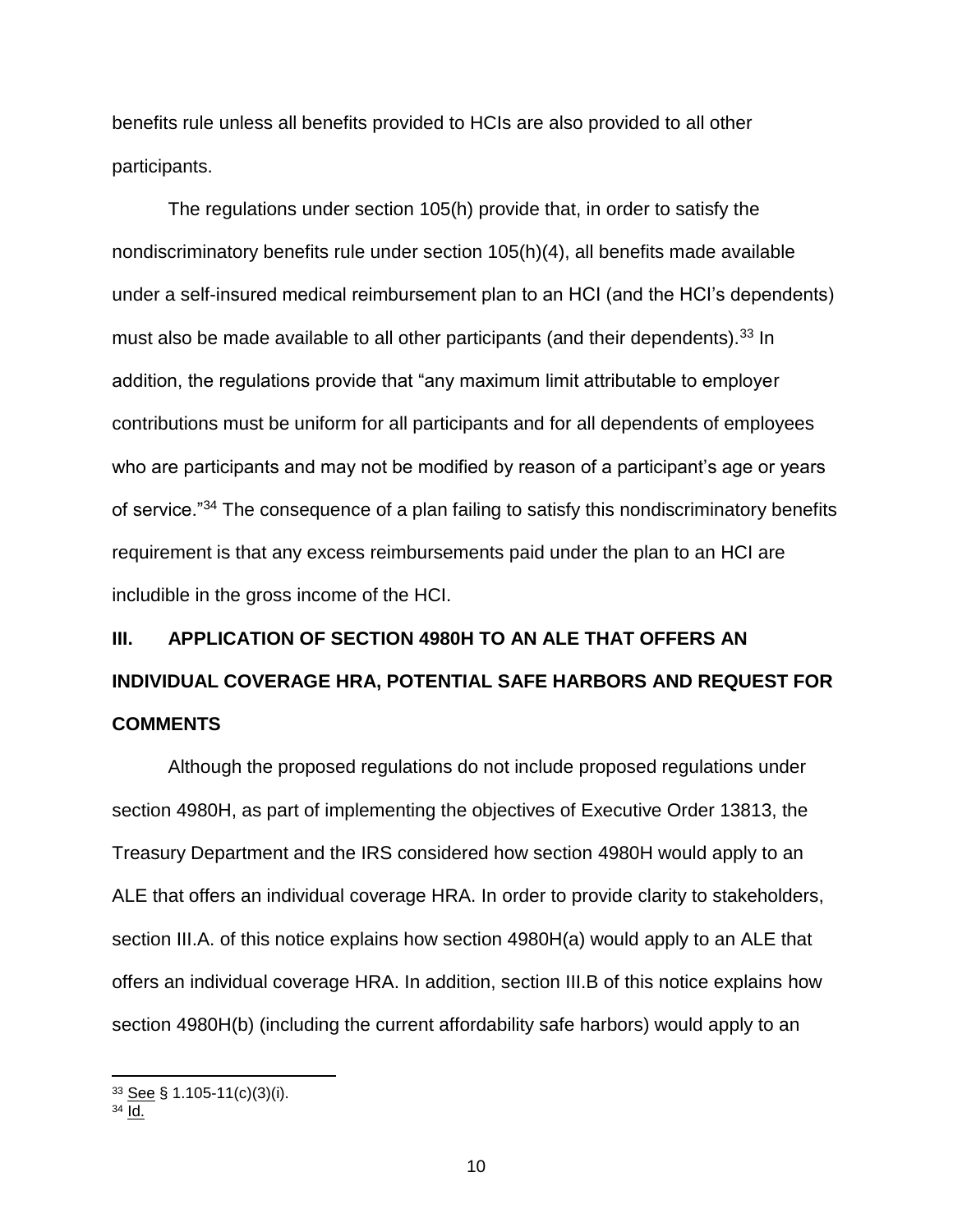benefits rule unless all benefits provided to HCIs are also provided to all other participants.

The regulations under section 105(h) provide that, in order to satisfy the nondiscriminatory benefits rule under section 105(h)(4), all benefits made available under a self-insured medical reimbursement plan to an HCI (and the HCI's dependents) must also be made available to all other participants (and their dependents).[33] In addition, the regulations provide that "any maximum limit attributable to employer contributions must be uniform for all participants and for all dependents of employees who are participants and may not be modified by reason of a participant's age or years of service."[34] The consequence of a plan failing to satisfy this nondiscriminatory benefits requirement is that any excess reimbursements paid under the plan to an HCI are includible in the gross income of the HCI.

## III. APPLICATION OF SECTION 4980H TO AN ALE THAT OFFERS AN INDIVIDUAL COVERAGE HRA, POTENTIAL SAFE HARBORS AND REQUEST FOR COMMENTS

Although the proposed regulations do not include proposed regulations under section 4980H, as part of implementing the objectives of Executive Order 13813, the Treasury Department and the IRS considered how section 4980H would apply to an ALE that offers an individual coverage HRA. In order to provide clarity to stakeholders, section III.A. of this notice explains how section 4980H(a) would apply to an ALE that offers an individual coverage HRA. In addition, section III.B of this notice explains how section 4980H(b) (including the current affordability safe harbors) would apply to an

---

[33] See § 1.105-11(c)(3)(i).

[34] Id.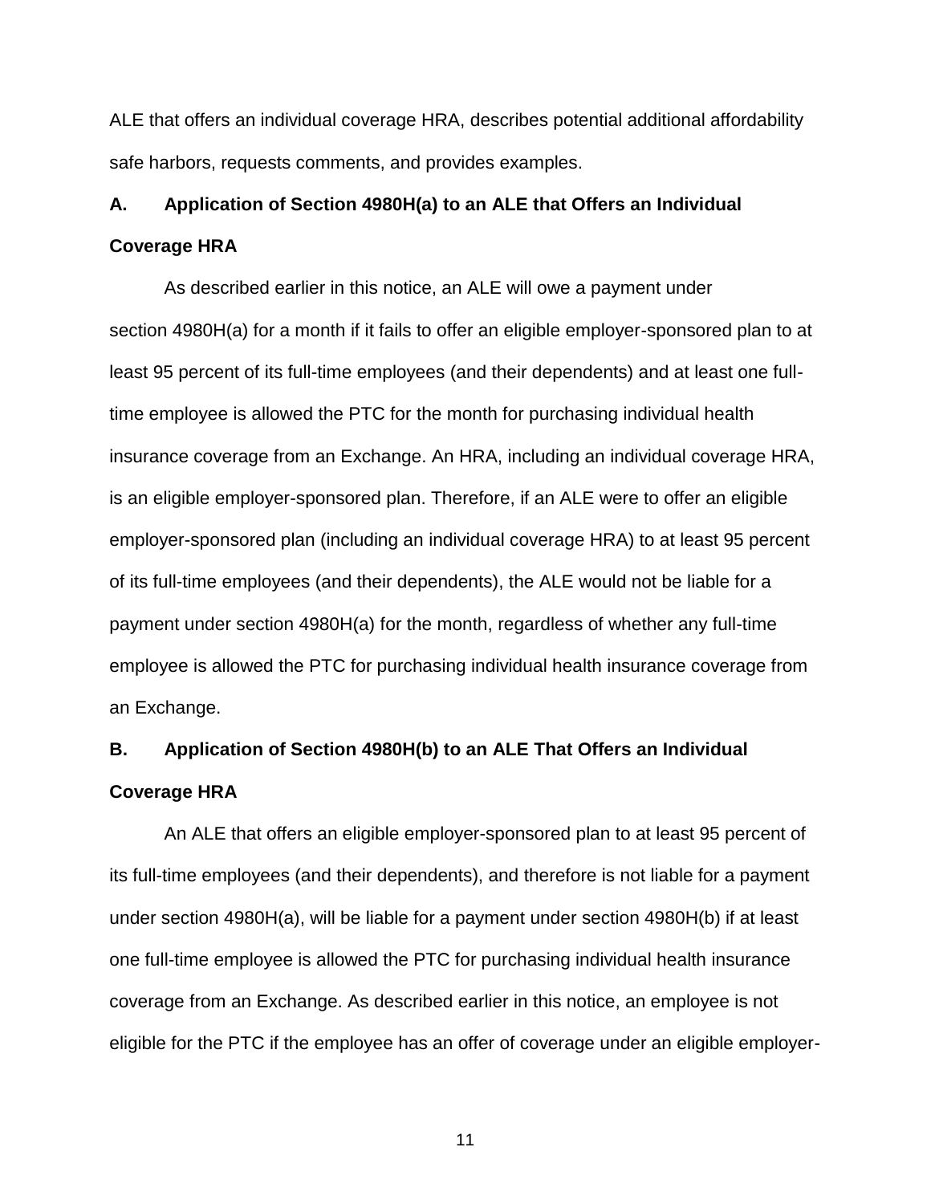ALE that offers an individual coverage HRA, describes potential additional affordability safe harbors, requests comments, and provides examples.

### A. Application of Section 4980H(a) to an ALE that Offers an Individual Coverage HRA

As described earlier in this notice, an ALE will owe a payment under section 4980H(a) for a month if it fails to offer an eligible employer-sponsored plan to at least 95 percent of its full-time employees (and their dependents) and at least one full-time employee is allowed the PTC for the month for purchasing individual health insurance coverage from an Exchange. An HRA, including an individual coverage HRA, is an eligible employer-sponsored plan. Therefore, if an ALE were to offer an eligible employer-sponsored plan (including an individual coverage HRA) to at least 95 percent of its full-time employees (and their dependents), the ALE would not be liable for a payment under section 4980H(a) for the month, regardless of whether any full-time employee is allowed the PTC for purchasing individual health insurance coverage from an Exchange.

### B. Application of Section 4980H(b) to an ALE That Offers an Individual Coverage HRA

An ALE that offers an eligible employer-sponsored plan to at least 95 percent of its full-time employees (and their dependents), and therefore is not liable for a payment under section 4980H(a), will be liable for a payment under section 4980H(b) if at least one full-time employee is allowed the PTC for purchasing individual health insurance coverage from an Exchange. As described earlier in this notice, an employee is not eligible for the PTC if the employee has an offer of coverage under an eligible employer-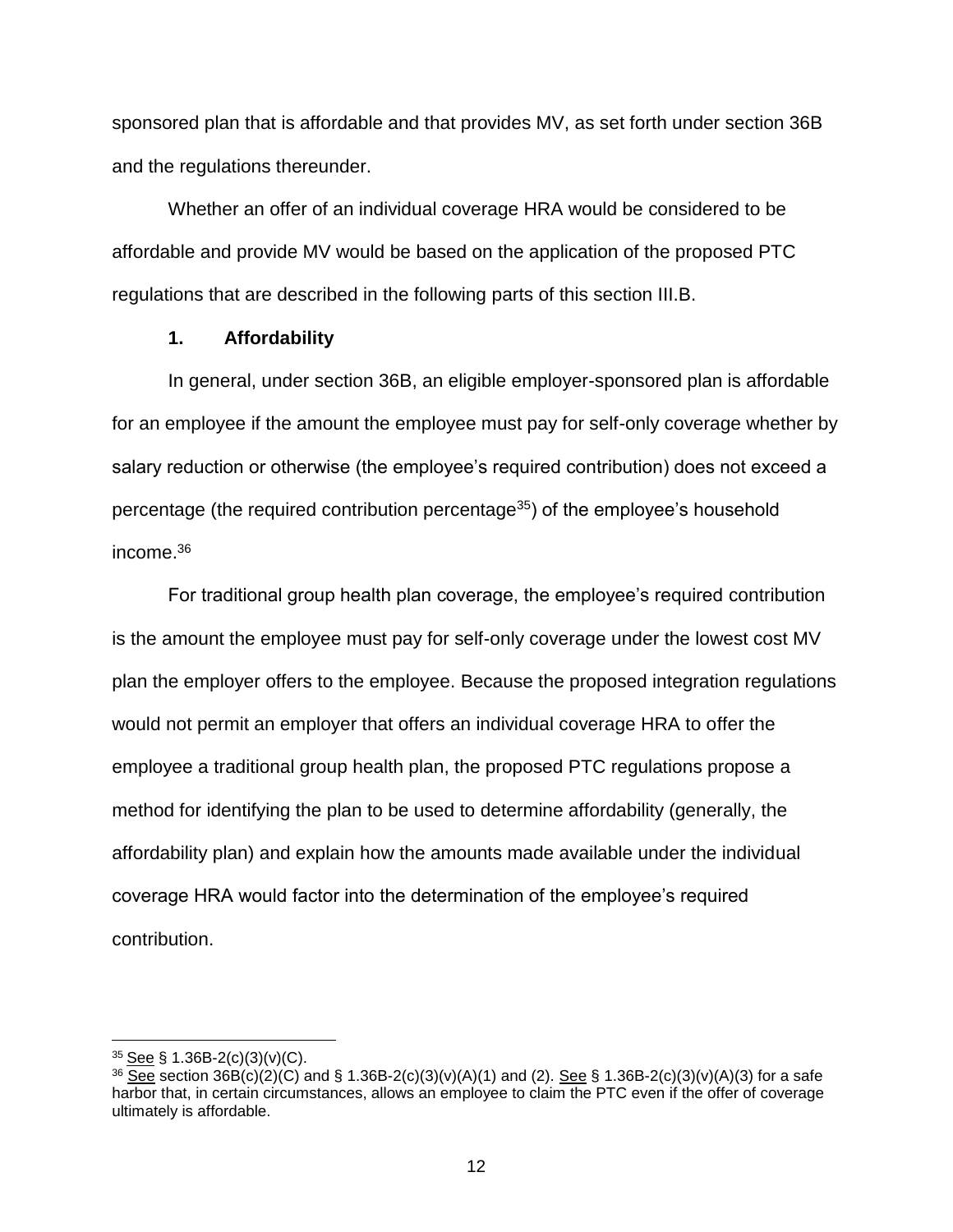sponsored plan that is affordable and that provides MV, as set forth under section 36B and the regulations thereunder.

Whether an offer of an individual coverage HRA would be considered to be affordable and provide MV would be based on the application of the proposed PTC regulations that are described in the following parts of this section III.B.

### 1. Affordability

In general, under section 36B, an eligible employer-sponsored plan is affordable for an employee if the amount the employee must pay for self-only coverage whether by salary reduction or otherwise (the employee's required contribution) does not exceed a percentage (the required contribution percentage[35]) of the employee's household income.[36]

For traditional group health plan coverage, the employee's required contribution is the amount the employee must pay for self-only coverage under the lowest cost MV plan the employer offers to the employee. Because the proposed integration regulations would not permit an employer that offers an individual coverage HRA to offer the employee a traditional group health plan, the proposed PTC regulations propose a method for identifying the plan to be used to determine affordability (generally, the affordability plan) and explain how the amounts made available under the individual coverage HRA would factor into the determination of the employee's required contribution.

---

[35] See § 1.36B-2(c)(3)(v)(C).

[36] See section 36B(c)(2)(C) and § 1.36B-2(c)(3)(v)(A)(1) and (2). See § 1.36B-2(c)(3)(v)(A)(3) for a safe harbor that, in certain circumstances, allows an employee to claim the PTC even if the offer of coverage ultimately is affordable.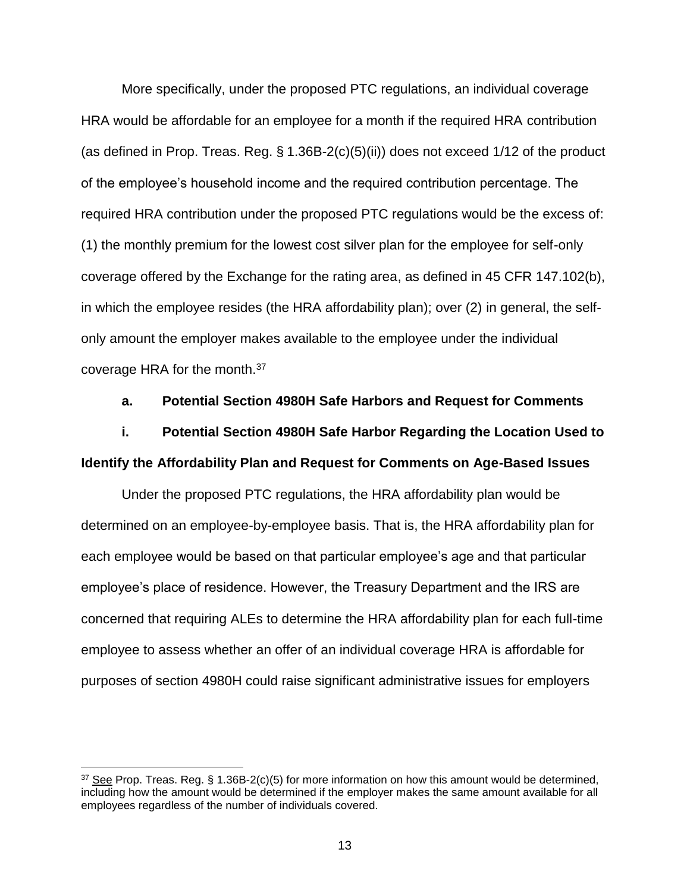More specifically, under the proposed PTC regulations, an individual coverage HRA would be affordable for an employee for a month if the required HRA contribution (as defined in Prop. Treas. Reg. § 1.36B-2(c)(5)(ii)) does not exceed 1/12 of the product of the employee's household income and the required contribution percentage. The required HRA contribution under the proposed PTC regulations would be the excess of: (1) the monthly premium for the lowest cost silver plan for the employee for self-only coverage offered by the Exchange for the rating area, as defined in 45 CFR 147.102(b), in which the employee resides (the HRA affordability plan); over (2) in general, the self-only amount the employer makes available to the employee under the individual coverage HRA for the month.[37]

**a. Potential Section 4980H Safe Harbors and Request for Comments**

**i. Potential Section 4980H Safe Harbor Regarding the Location Used to Identify the Affordability Plan and Request for Comments on Age-Based Issues**

Under the proposed PTC regulations, the HRA affordability plan would be determined on an employee-by-employee basis. That is, the HRA affordability plan for each employee would be based on that particular employee's age and that particular employee's place of residence. However, the Treasury Department and the IRS are concerned that requiring ALEs to determine the HRA affordability plan for each full-time employee to assess whether an offer of an individual coverage HRA is affordable for purposes of section 4980H could raise significant administrative issues for employers

---

[37] See Prop. Treas. Reg. § 1.36B-2(c)(5) for more information on how this amount would be determined, including how the amount would be determined if the employer makes the same amount available for all employees regardless of the number of individuals covered.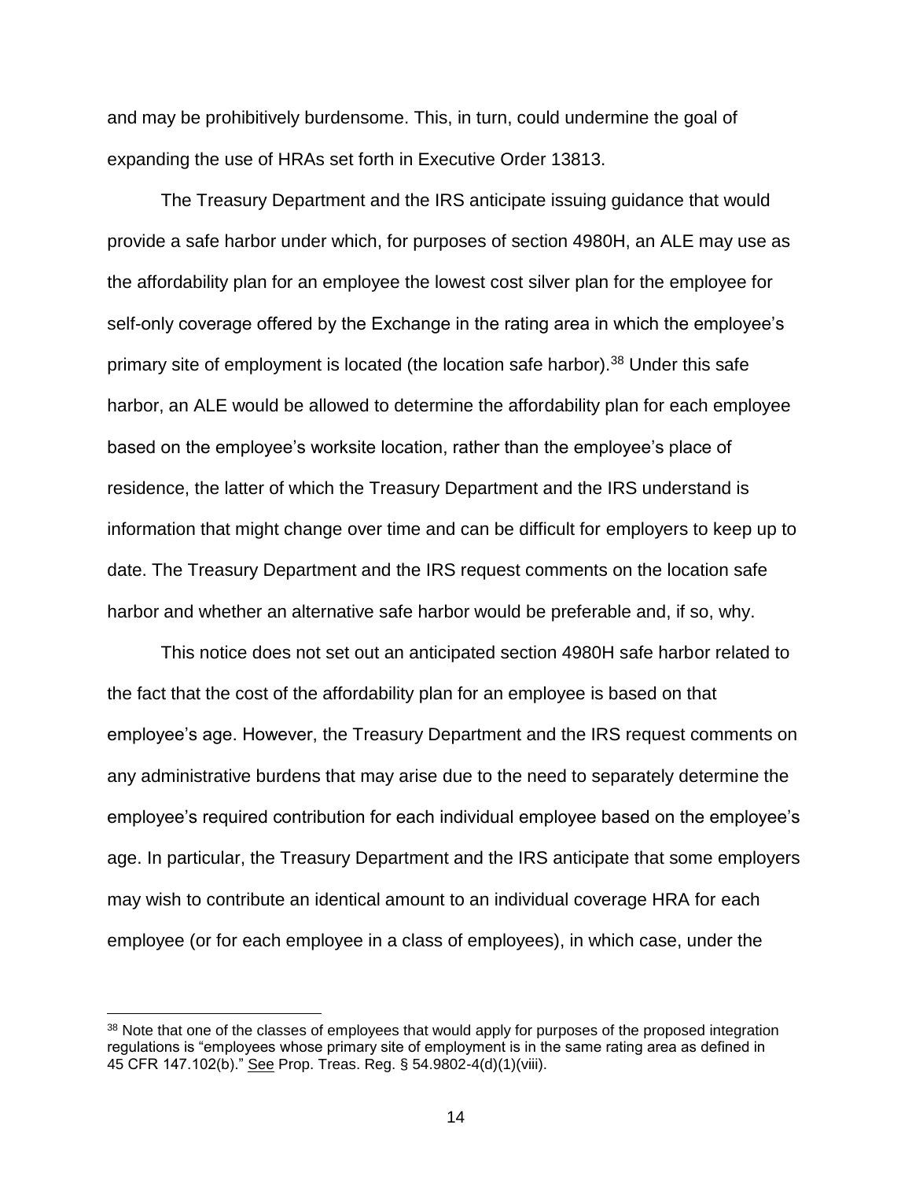and may be prohibitively burdensome. This, in turn, could undermine the goal of expanding the use of HRAs set forth in Executive Order 13813.

The Treasury Department and the IRS anticipate issuing guidance that would provide a safe harbor under which, for purposes of section 4980H, an ALE may use as the affordability plan for an employee the lowest cost silver plan for the employee for self-only coverage offered by the Exchange in the rating area in which the employee's primary site of employment is located (the location safe harbor).[38] Under this safe harbor, an ALE would be allowed to determine the affordability plan for each employee based on the employee's worksite location, rather than the employee's place of residence, the latter of which the Treasury Department and the IRS understand is information that might change over time and can be difficult for employers to keep up to date. The Treasury Department and the IRS request comments on the location safe harbor and whether an alternative safe harbor would be preferable and, if so, why.

This notice does not set out an anticipated section 4980H safe harbor related to the fact that the cost of the affordability plan for an employee is based on that employee's age. However, the Treasury Department and the IRS request comments on any administrative burdens that may arise due to the need to separately determine the employee's required contribution for each individual employee based on the employee's age. In particular, the Treasury Department and the IRS anticipate that some employers may wish to contribute an identical amount to an individual coverage HRA for each employee (or for each employee in a class of employees), in which case, under the

---

[38] Note that one of the classes of employees that would apply for purposes of the proposed integration regulations is "employees whose primary site of employment is in the same rating area as defined in 45 CFR 147.102(b)." See Prop. Treas. Reg. § 54.9802-4(d)(1)(viii).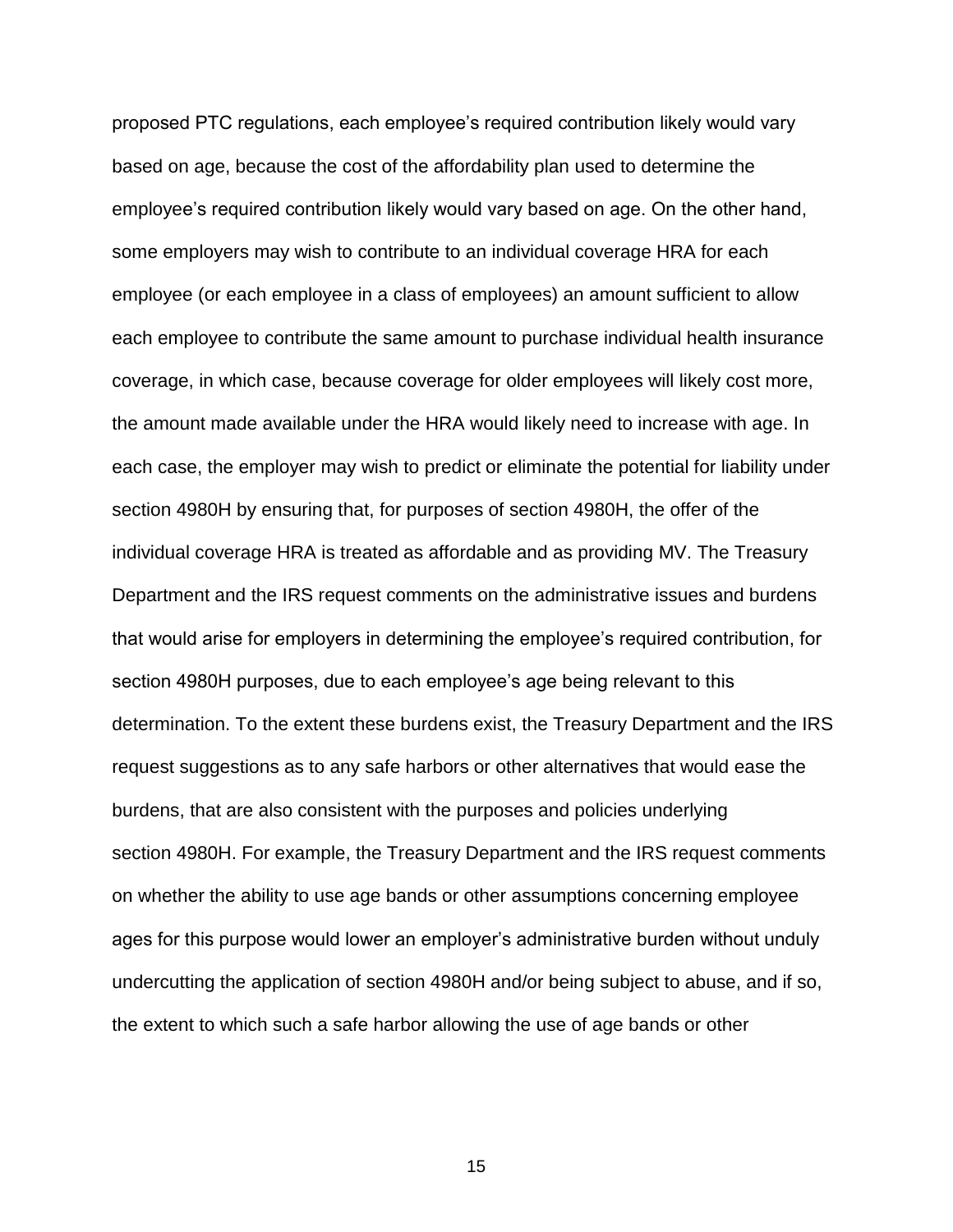proposed PTC regulations, each employee's required contribution likely would vary based on age, because the cost of the affordability plan used to determine the employee's required contribution likely would vary based on age. On the other hand, some employers may wish to contribute to an individual coverage HRA for each employee (or each employee in a class of employees) an amount sufficient to allow each employee to contribute the same amount to purchase individual health insurance coverage, in which case, because coverage for older employees will likely cost more, the amount made available under the HRA would likely need to increase with age. In each case, the employer may wish to predict or eliminate the potential for liability under section 4980H by ensuring that, for purposes of section 4980H, the offer of the individual coverage HRA is treated as affordable and as providing MV. The Treasury Department and the IRS request comments on the administrative issues and burdens that would arise for employers in determining the employee's required contribution, for section 4980H purposes, due to each employee's age being relevant to this determination. To the extent these burdens exist, the Treasury Department and the IRS request suggestions as to any safe harbors or other alternatives that would ease the burdens, that are also consistent with the purposes and policies underlying section 4980H. For example, the Treasury Department and the IRS request comments on whether the ability to use age bands or other assumptions concerning employee ages for this purpose would lower an employer's administrative burden without unduly undercutting the application of section 4980H and/or being subject to abuse, and if so, the extent to which such a safe harbor allowing the use of age bands or other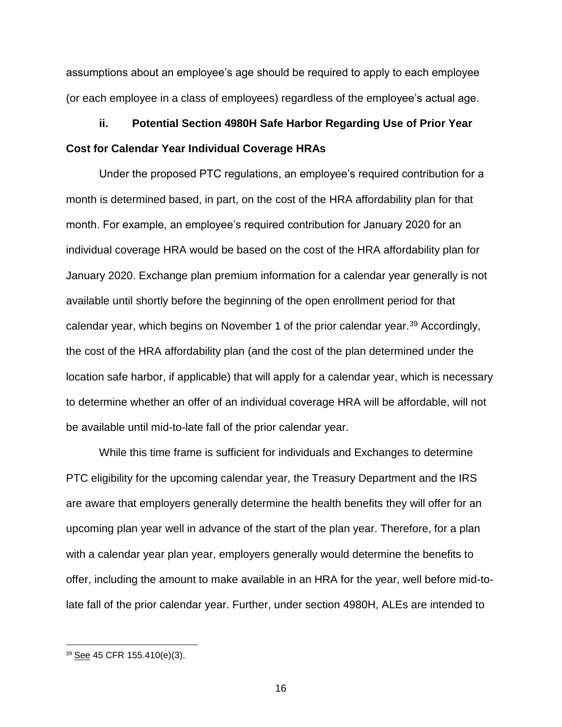assumptions about an employee's age should be required to apply to each employee (or each employee in a class of employees) regardless of the employee's actual age.

**ii. Potential Section 4980H Safe Harbor Regarding Use of Prior Year Cost for Calendar Year Individual Coverage HRAs**

Under the proposed PTC regulations, an employee's required contribution for a month is determined based, in part, on the cost of the HRA affordability plan for that month. For example, an employee's required contribution for January 2020 for an individual coverage HRA would be based on the cost of the HRA affordability plan for January 2020. Exchange plan premium information for a calendar year generally is not available until shortly before the beginning of the open enrollment period for that calendar year, which begins on November 1 of the prior calendar year.[39] Accordingly, the cost of the HRA affordability plan (and the cost of the plan determined under the location safe harbor, if applicable) that will apply for a calendar year, which is necessary to determine whether an offer of an individual coverage HRA will be affordable, will not be available until mid-to-late fall of the prior calendar year.

While this time frame is sufficient for individuals and Exchanges to determine PTC eligibility for the upcoming calendar year, the Treasury Department and the IRS are aware that employers generally determine the health benefits they will offer for an upcoming plan year well in advance of the start of the plan year. Therefore, for a plan with a calendar year plan year, employers generally would determine the benefits to offer, including the amount to make available in an HRA for the year, well before mid-to-late fall of the prior calendar year. Further, under section 4980H, ALEs are intended to

[39] See 45 CFR 155.410(e)(3).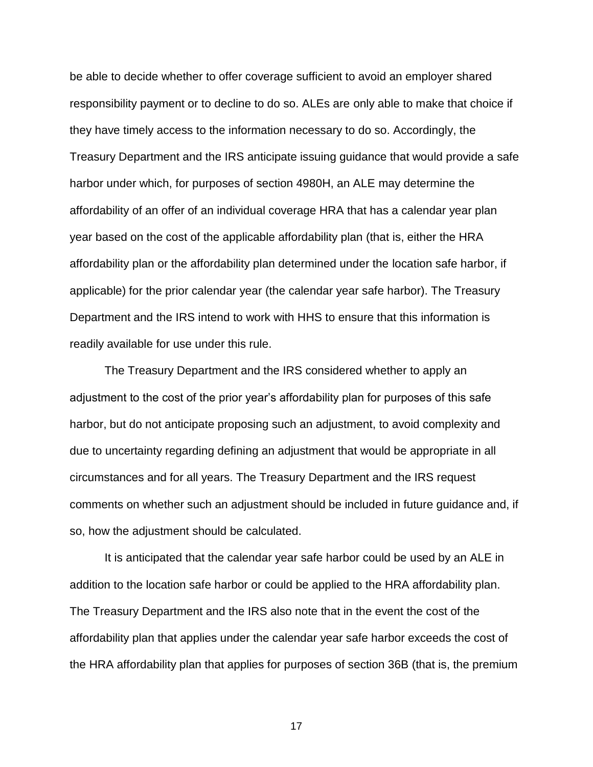be able to decide whether to offer coverage sufficient to avoid an employer shared responsibility payment or to decline to do so. ALEs are only able to make that choice if they have timely access to the information necessary to do so. Accordingly, the Treasury Department and the IRS anticipate issuing guidance that would provide a safe harbor under which, for purposes of section 4980H, an ALE may determine the affordability of an offer of an individual coverage HRA that has a calendar year plan year based on the cost of the applicable affordability plan (that is, either the HRA affordability plan or the affordability plan determined under the location safe harbor, if applicable) for the prior calendar year (the calendar year safe harbor). The Treasury Department and the IRS intend to work with HHS to ensure that this information is readily available for use under this rule.

The Treasury Department and the IRS considered whether to apply an adjustment to the cost of the prior year's affordability plan for purposes of this safe harbor, but do not anticipate proposing such an adjustment, to avoid complexity and due to uncertainty regarding defining an adjustment that would be appropriate in all circumstances and for all years. The Treasury Department and the IRS request comments on whether such an adjustment should be included in future guidance and, if so, how the adjustment should be calculated.

It is anticipated that the calendar year safe harbor could be used by an ALE in addition to the location safe harbor or could be applied to the HRA affordability plan. The Treasury Department and the IRS also note that in the event the cost of the affordability plan that applies under the calendar year safe harbor exceeds the cost of the HRA affordability plan that applies for purposes of section 36B (that is, the premium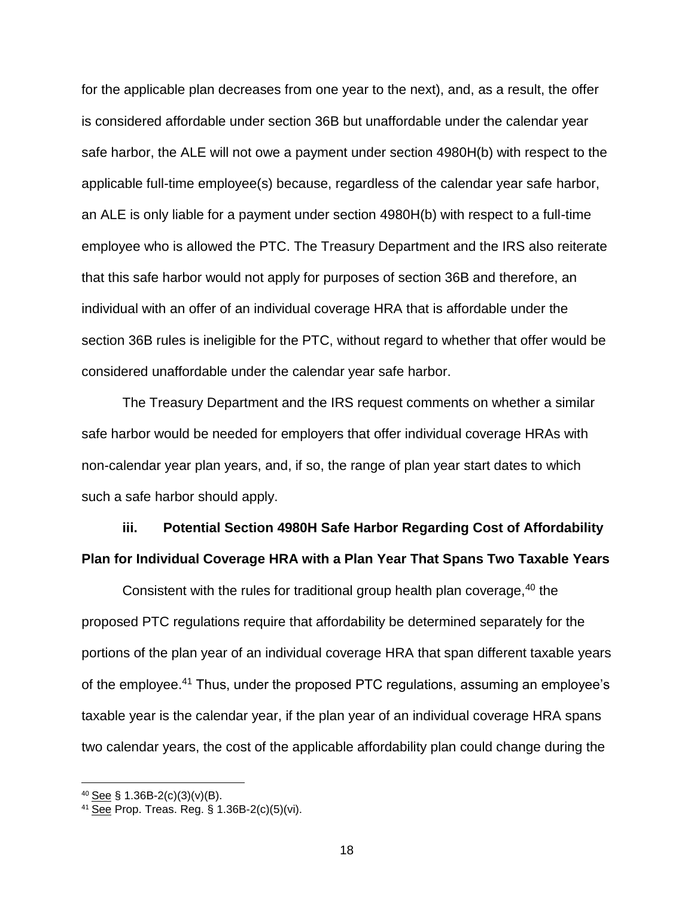for the applicable plan decreases from one year to the next), and, as a result, the offer is considered affordable under section 36B but unaffordable under the calendar year safe harbor, the ALE will not owe a payment under section 4980H(b) with respect to the applicable full-time employee(s) because, regardless of the calendar year safe harbor, an ALE is only liable for a payment under section 4980H(b) with respect to a full-time employee who is allowed the PTC. The Treasury Department and the IRS also reiterate that this safe harbor would not apply for purposes of section 36B and therefore, an individual with an offer of an individual coverage HRA that is affordable under the section 36B rules is ineligible for the PTC, without regard to whether that offer would be considered unaffordable under the calendar year safe harbor.

The Treasury Department and the IRS request comments on whether a similar safe harbor would be needed for employers that offer individual coverage HRAs with non-calendar year plan years, and, if so, the range of plan year start dates to which such a safe harbor should apply.

### iii. Potential Section 4980H Safe Harbor Regarding Cost of Affordability Plan for Individual Coverage HRA with a Plan Year That Spans Two Taxable Years

Consistent with the rules for traditional group health plan coverage,[40] the proposed PTC regulations require that affordability be determined separately for the portions of the plan year of an individual coverage HRA that span different taxable years of the employee.[41] Thus, under the proposed PTC regulations, assuming an employee's taxable year is the calendar year, if the plan year of an individual coverage HRA spans two calendar years, the cost of the applicable affordability plan could change during the

---

[40] See § 1.36B-2(c)(3)(v)(B).

[41] See Prop. Treas. Reg. § 1.36B-2(c)(5)(vi).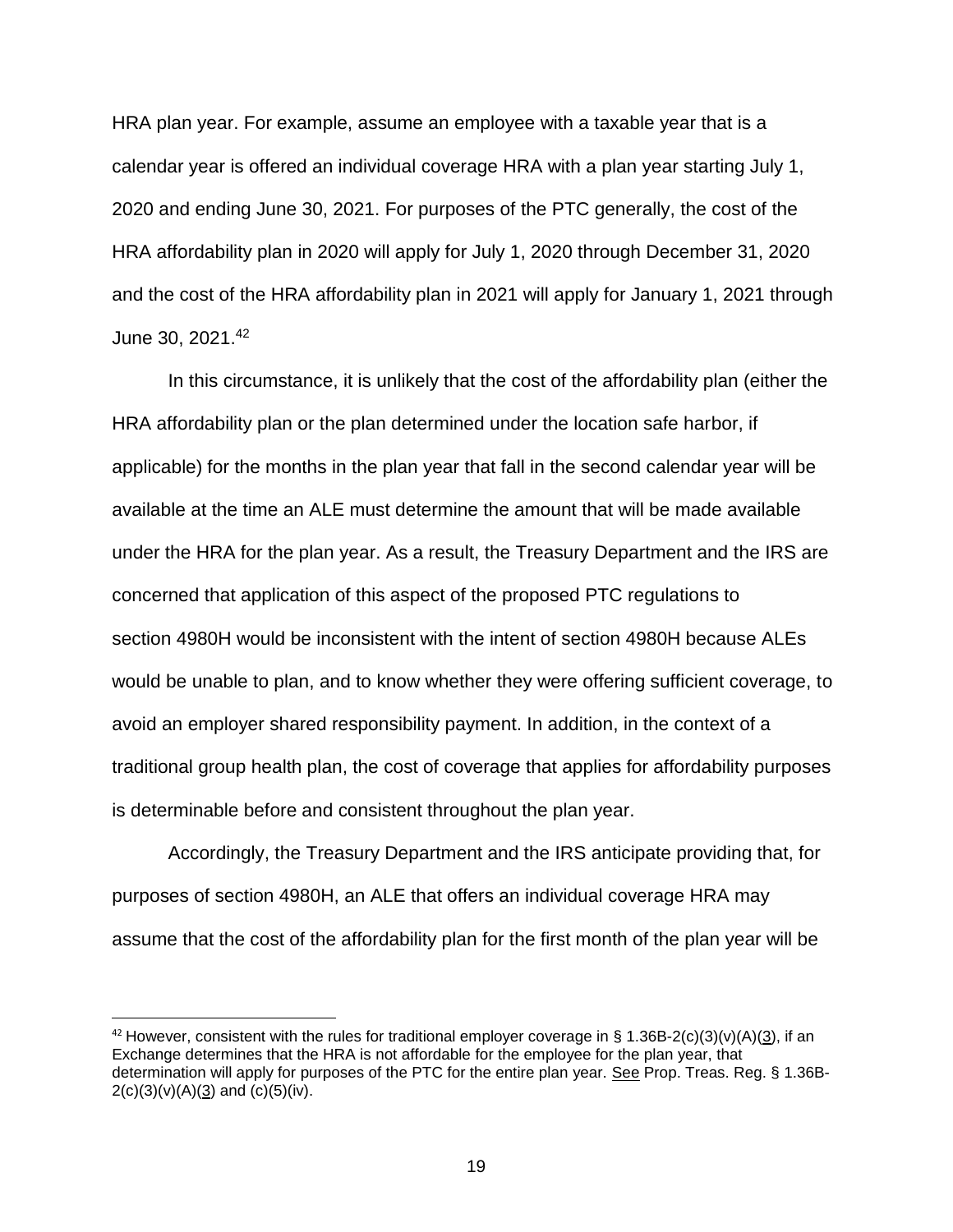HRA plan year. For example, assume an employee with a taxable year that is a calendar year is offered an individual coverage HRA with a plan year starting July 1, 2020 and ending June 30, 2021. For purposes of the PTC generally, the cost of the HRA affordability plan in 2020 will apply for July 1, 2020 through December 31, 2020 and the cost of the HRA affordability plan in 2021 will apply for January 1, 2021 through June 30, 2021.[42]

In this circumstance, it is unlikely that the cost of the affordability plan (either the HRA affordability plan or the plan determined under the location safe harbor, if applicable) for the months in the plan year that fall in the second calendar year will be available at the time an ALE must determine the amount that will be made available under the HRA for the plan year. As a result, the Treasury Department and the IRS are concerned that application of this aspect of the proposed PTC regulations to section 4980H would be inconsistent with the intent of section 4980H because ALEs would be unable to plan, and to know whether they were offering sufficient coverage, to avoid an employer shared responsibility payment. In addition, in the context of a traditional group health plan, the cost of coverage that applies for affordability purposes is determinable before and consistent throughout the plan year.

Accordingly, the Treasury Department and the IRS anticipate providing that, for purposes of section 4980H, an ALE that offers an individual coverage HRA may assume that the cost of the affordability plan for the first month of the plan year will be

---

[42] However, consistent with the rules for traditional employer coverage in § 1.36B-2(c)(3)(v)(A)(3), if an Exchange determines that the HRA is not affordable for the employee for the plan year, that determination will apply for purposes of the PTC for the entire plan year. See Prop. Treas. Reg. § 1.36B-2(c)(3)(v)(A)(3) and (c)(5)(iv).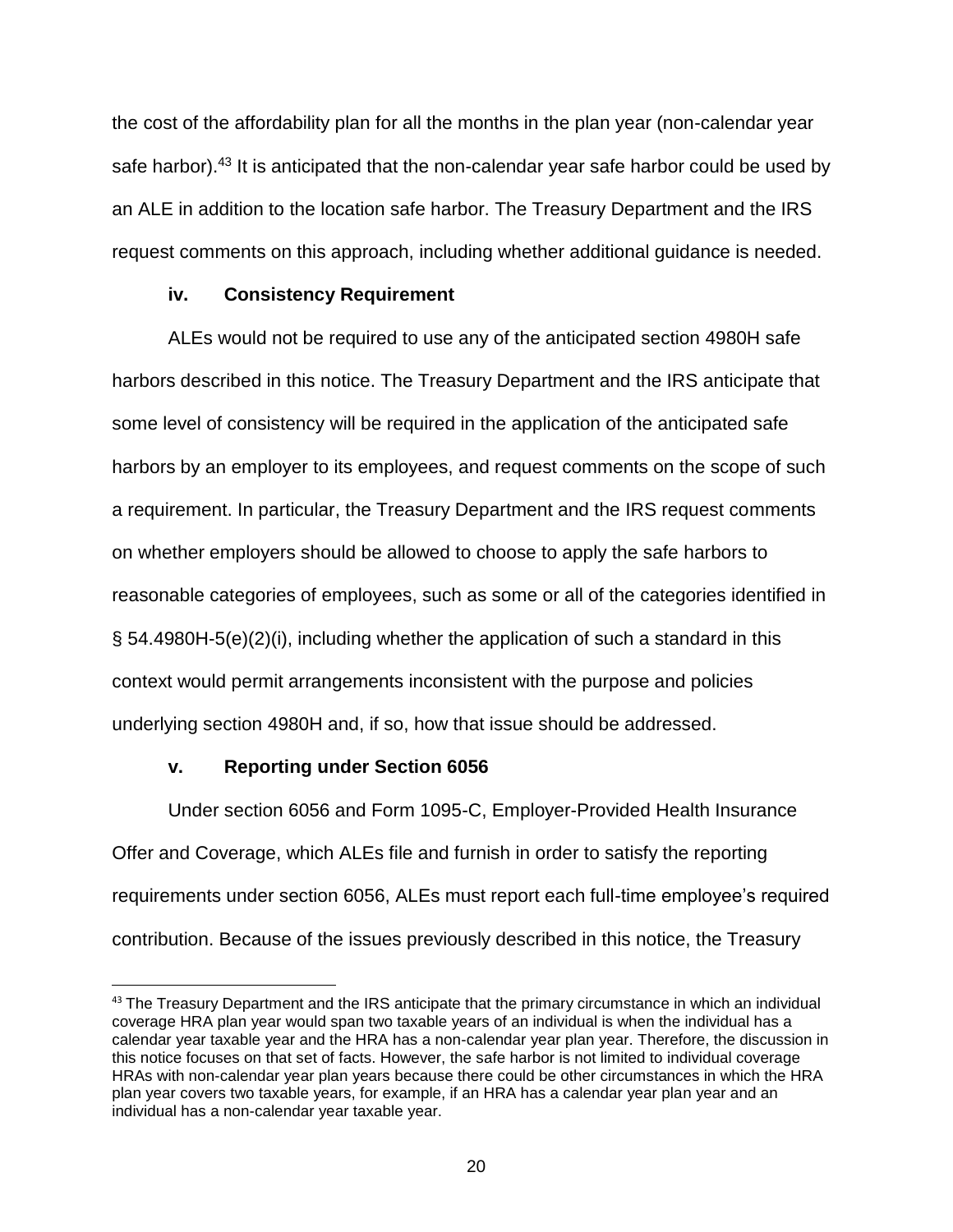the cost of the affordability plan for all the months in the plan year (non-calendar year safe harbor).[43] It is anticipated that the non-calendar year safe harbor could be used by an ALE in addition to the location safe harbor. The Treasury Department and the IRS request comments on this approach, including whether additional guidance is needed.

#### iv. Consistency Requirement

ALEs would not be required to use any of the anticipated section 4980H safe harbors described in this notice. The Treasury Department and the IRS anticipate that some level of consistency will be required in the application of the anticipated safe harbors by an employer to its employees, and request comments on the scope of such a requirement. In particular, the Treasury Department and the IRS request comments on whether employers should be allowed to choose to apply the safe harbors to reasonable categories of employees, such as some or all of the categories identified in § 54.4980H-5(e)(2)(i), including whether the application of such a standard in this context would permit arrangements inconsistent with the purpose and policies underlying section 4980H and, if so, how that issue should be addressed.

#### v. Reporting under Section 6056

Under section 6056 and Form 1095-C, Employer-Provided Health Insurance Offer and Coverage, which ALEs file and furnish in order to satisfy the reporting requirements under section 6056, ALEs must report each full-time employee's required contribution. Because of the issues previously described in this notice, the Treasury

---

[43] The Treasury Department and the IRS anticipate that the primary circumstance in which an individual coverage HRA plan year would span two taxable years of an individual is when the individual has a calendar year taxable year and the HRA has a non-calendar year plan year. Therefore, the discussion in this notice focuses on that set of facts. However, the safe harbor is not limited to individual coverage HRAs with non-calendar year plan years because there could be other circumstances in which the HRA plan year covers two taxable years, for example, if an HRA has a calendar year plan year and an individual has a non-calendar year taxable year.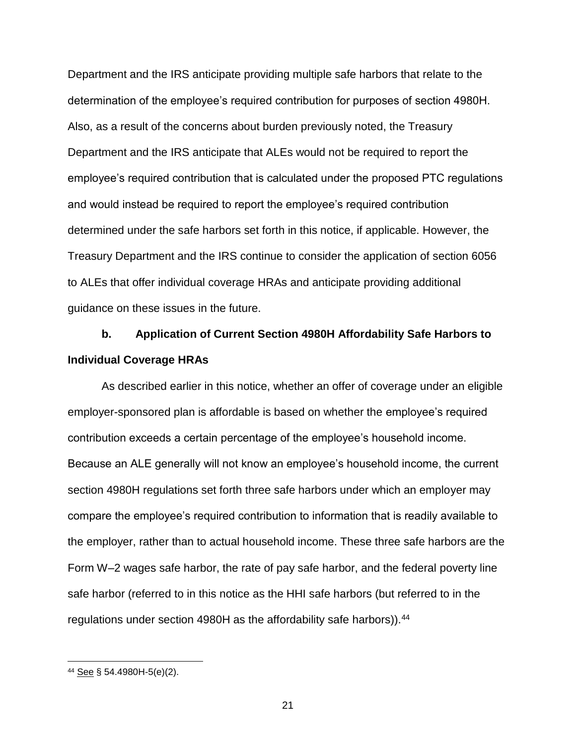Department and the IRS anticipate providing multiple safe harbors that relate to the determination of the employee's required contribution for purposes of section 4980H. Also, as a result of the concerns about burden previously noted, the Treasury Department and the IRS anticipate that ALEs would not be required to report the employee's required contribution that is calculated under the proposed PTC regulations and would instead be required to report the employee's required contribution determined under the safe harbors set forth in this notice, if applicable. However, the Treasury Department and the IRS continue to consider the application of section 6056 to ALEs that offer individual coverage HRAs and anticipate providing additional guidance on these issues in the future.

**b. Application of Current Section 4980H Affordability Safe Harbors to Individual Coverage HRAs**

As described earlier in this notice, whether an offer of coverage under an eligible employer-sponsored plan is affordable is based on whether the employee's required contribution exceeds a certain percentage of the employee's household income. Because an ALE generally will not know an employee's household income, the current section 4980H regulations set forth three safe harbors under which an employer may compare the employee's required contribution to information that is readily available to the employer, rather than to actual household income. These three safe harbors are the Form W–2 wages safe harbor, the rate of pay safe harbor, and the federal poverty line safe harbor (referred to in this notice as the HHI safe harbors (but referred to in the regulations under section 4980H as the affordability safe harbors)).[44]

[44] See § 54.4980H-5(e)(2).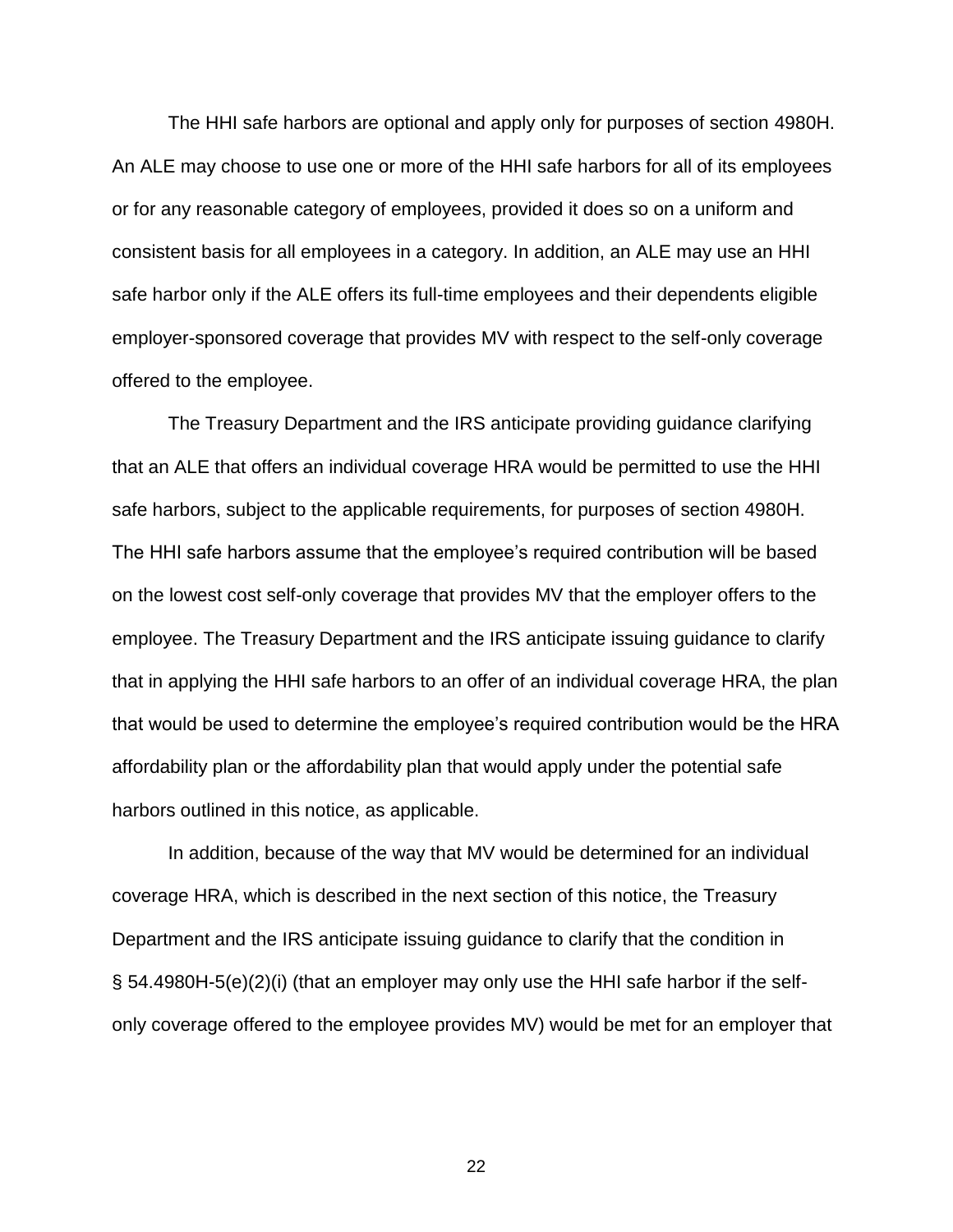The HHI safe harbors are optional and apply only for purposes of section 4980H. An ALE may choose to use one or more of the HHI safe harbors for all of its employees or for any reasonable category of employees, provided it does so on a uniform and consistent basis for all employees in a category. In addition, an ALE may use an HHI safe harbor only if the ALE offers its full-time employees and their dependents eligible employer-sponsored coverage that provides MV with respect to the self-only coverage offered to the employee.

The Treasury Department and the IRS anticipate providing guidance clarifying that an ALE that offers an individual coverage HRA would be permitted to use the HHI safe harbors, subject to the applicable requirements, for purposes of section 4980H. The HHI safe harbors assume that the employee's required contribution will be based on the lowest cost self-only coverage that provides MV that the employer offers to the employee. The Treasury Department and the IRS anticipate issuing guidance to clarify that in applying the HHI safe harbors to an offer of an individual coverage HRA, the plan that would be used to determine the employee's required contribution would be the HRA affordability plan or the affordability plan that would apply under the potential safe harbors outlined in this notice, as applicable.

In addition, because of the way that MV would be determined for an individual coverage HRA, which is described in the next section of this notice, the Treasury Department and the IRS anticipate issuing guidance to clarify that the condition in § 54.4980H-5(e)(2)(i) (that an employer may only use the HHI safe harbor if the self-only coverage offered to the employee provides MV) would be met for an employer that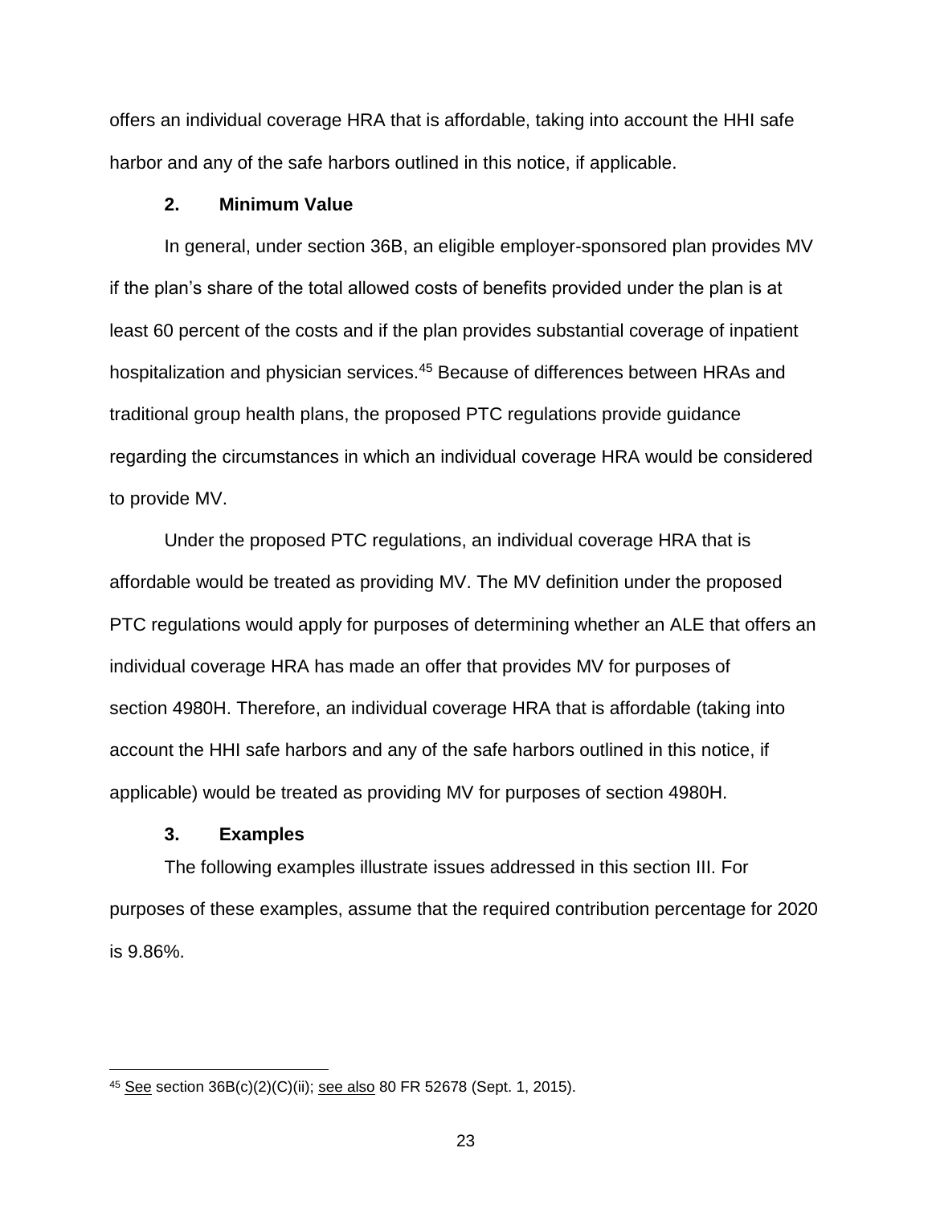offers an individual coverage HRA that is affordable, taking into account the HHI safe harbor and any of the safe harbors outlined in this notice, if applicable.

### 2. Minimum Value

In general, under section 36B, an eligible employer-sponsored plan provides MV if the plan's share of the total allowed costs of benefits provided under the plan is at least 60 percent of the costs and if the plan provides substantial coverage of inpatient hospitalization and physician services.[45] Because of differences between HRAs and traditional group health plans, the proposed PTC regulations provide guidance regarding the circumstances in which an individual coverage HRA would be considered to provide MV.

Under the proposed PTC regulations, an individual coverage HRA that is affordable would be treated as providing MV. The MV definition under the proposed PTC regulations would apply for purposes of determining whether an ALE that offers an individual coverage HRA has made an offer that provides MV for purposes of section 4980H. Therefore, an individual coverage HRA that is affordable (taking into account the HHI safe harbors and any of the safe harbors outlined in this notice, if applicable) would be treated as providing MV for purposes of section 4980H.

### 3. Examples

The following examples illustrate issues addressed in this section III. For purposes of these examples, assume that the required contribution percentage for 2020 is 9.86%.

---

[45] See section 36B(c)(2)(C)(ii); see also 80 FR 52678 (Sept. 1, 2015).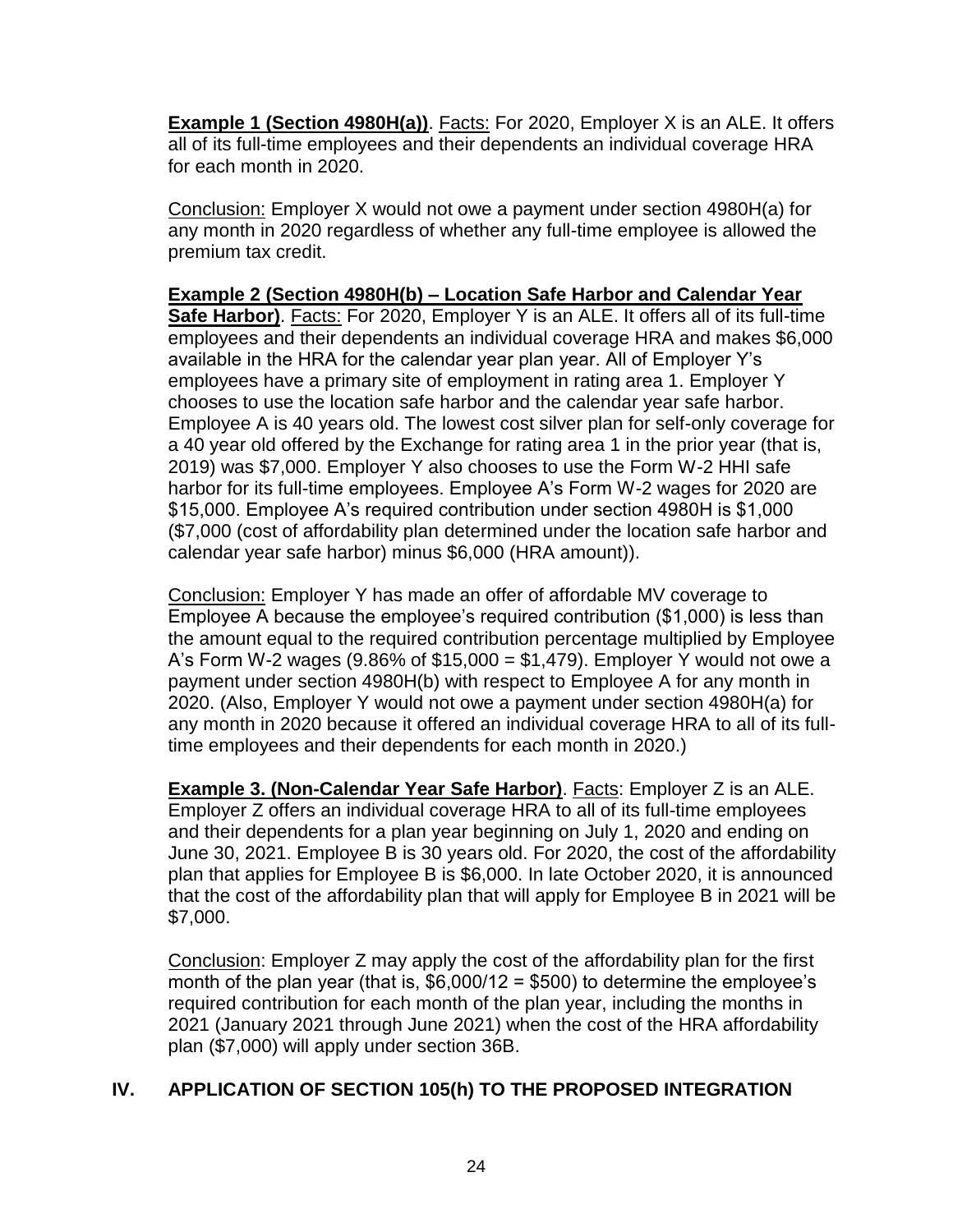**Example 1 (Section 4980H(a))**. Facts: For 2020, Employer X is an ALE. It offers all of its full-time employees and their dependents an individual coverage HRA for each month in 2020.

Conclusion: Employer X would not owe a payment under section 4980H(a) for any month in 2020 regardless of whether any full-time employee is allowed the premium tax credit.

**Example 2 (Section 4980H(b) – Location Safe Harbor and Calendar Year Safe Harbor)**. Facts: For 2020, Employer Y is an ALE. It offers all of its full-time employees and their dependents an individual coverage HRA and makes $6,000 available in the HRA for the calendar year plan year. All of Employer Y's employees have a primary site of employment in rating area 1. Employer Y chooses to use the location safe harbor and the calendar year safe harbor. Employee A is 40 years old. The lowest cost silver plan for self-only coverage for a 40 year old offered by the Exchange for rating area 1 in the prior year (that is, 2019) was $7,000. Employer Y also chooses to use the Form W-2 HHI safe harbor for its full-time employees. Employee A's Form W-2 wages for 2020 are $15,000. Employee A's required contribution under section 4980H is $1,000 ($7,000 (cost of affordability plan determined under the location safe harbor and calendar year safe harbor) minus $6,000 (HRA amount)).

Conclusion: Employer Y has made an offer of affordable MV coverage to Employee A because the employee's required contribution ($1,000) is less than the amount equal to the required contribution percentage multiplied by Employee A's Form W-2 wages (9.86% of $15,000 = $1,479). Employer Y would not owe a payment under section 4980H(b) with respect to Employee A for any month in 2020. (Also, Employer Y would not owe a payment under section 4980H(a) for any month in 2020 because it offered an individual coverage HRA to all of its full-time employees and their dependents for each month in 2020.)

**Example 3. (Non-Calendar Year Safe Harbor)**. Facts: Employer Z is an ALE. Employer Z offers an individual coverage HRA to all of its full-time employees and their dependents for a plan year beginning on July 1, 2020 and ending on June 30, 2021. Employee B is 30 years old. For 2020, the cost of the affordability plan that applies for Employee B is $6,000. In late October 2020, it is announced that the cost of the affordability plan that will apply for Employee B in 2021 will be $7,000.

Conclusion: Employer Z may apply the cost of the affordability plan for the first month of the plan year (that is, $6,000/12 = $500) to determine the employee's required contribution for each month of the plan year, including the months in 2021 (January 2021 through June 2021) when the cost of the HRA affordability plan ($7,000) will apply under section 36B.

## IV. APPLICATION OF SECTION 105(h) TO THE PROPOSED INTEGRATION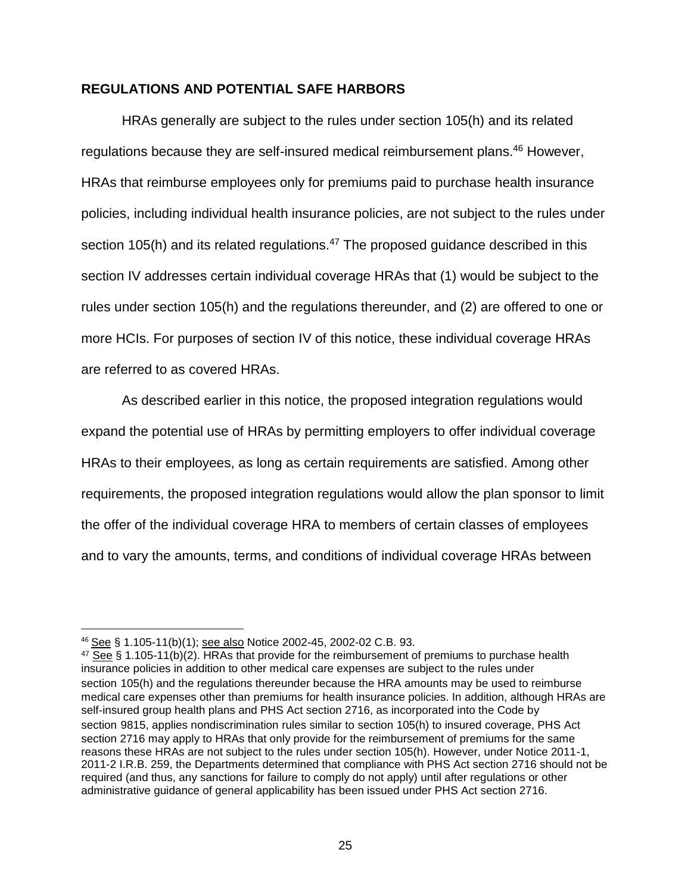## REGULATIONS AND POTENTIAL SAFE HARBORS

HRAs generally are subject to the rules under section 105(h) and its related regulations because they are self-insured medical reimbursement plans.[46] However, HRAs that reimburse employees only for premiums paid to purchase health insurance policies, including individual health insurance policies, are not subject to the rules under section 105(h) and its related regulations.[47] The proposed guidance described in this section IV addresses certain individual coverage HRAs that (1) would be subject to the rules under section 105(h) and the regulations thereunder, and (2) are offered to one or more HCIs. For purposes of section IV of this notice, these individual coverage HRAs are referred to as covered HRAs.

As described earlier in this notice, the proposed integration regulations would expand the potential use of HRAs by permitting employers to offer individual coverage HRAs to their employees, as long as certain requirements are satisfied. Among other requirements, the proposed integration regulations would allow the plan sponsor to limit the offer of the individual coverage HRA to members of certain classes of employees and to vary the amounts, terms, and conditions of individual coverage HRAs between

---

[46] See § 1.105-11(b)(1); see also Notice 2002-45, 2002-02 C.B. 93.

[47] See § 1.105-11(b)(2). HRAs that provide for the reimbursement of premiums to purchase health insurance policies in addition to other medical care expenses are subject to the rules under section 105(h) and the regulations thereunder because the HRA amounts may be used to reimburse medical care expenses other than premiums for health insurance policies. In addition, although HRAs are self-insured group health plans and PHS Act section 2716, as incorporated into the Code by section 9815, applies nondiscrimination rules similar to section 105(h) to insured coverage, PHS Act section 2716 may apply to HRAs that only provide for the reimbursement of premiums for the same reasons these HRAs are not subject to the rules under section 105(h). However, under Notice 2011-1, 2011-2 I.R.B. 259, the Departments determined that compliance with PHS Act section 2716 should not be required (and thus, any sanctions for failure to comply do not apply) until after regulations or other administrative guidance of general applicability has been issued under PHS Act section 2716.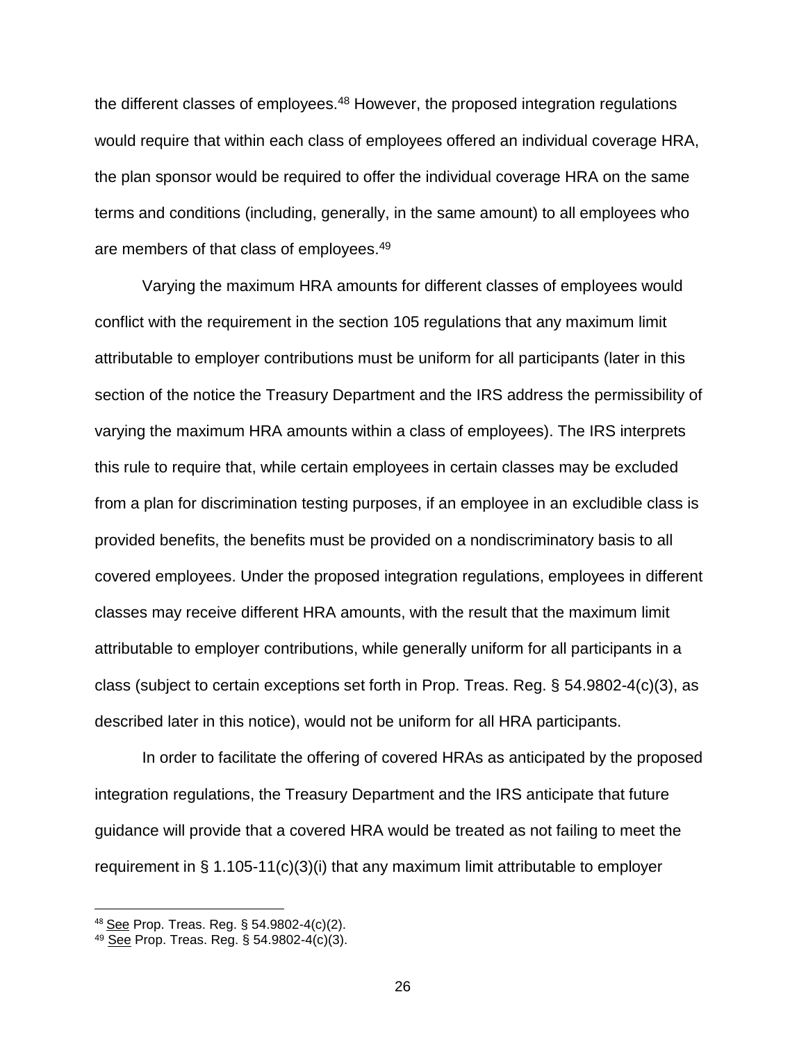the different classes of employees.[48] However, the proposed integration regulations would require that within each class of employees offered an individual coverage HRA, the plan sponsor would be required to offer the individual coverage HRA on the same terms and conditions (including, generally, in the same amount) to all employees who are members of that class of employees.[49]

Varying the maximum HRA amounts for different classes of employees would conflict with the requirement in the section 105 regulations that any maximum limit attributable to employer contributions must be uniform for all participants (later in this section of the notice the Treasury Department and the IRS address the permissibility of varying the maximum HRA amounts within a class of employees). The IRS interprets this rule to require that, while certain employees in certain classes may be excluded from a plan for discrimination testing purposes, if an employee in an excludible class is provided benefits, the benefits must be provided on a nondiscriminatory basis to all covered employees. Under the proposed integration regulations, employees in different classes may receive different HRA amounts, with the result that the maximum limit attributable to employer contributions, while generally uniform for all participants in a class (subject to certain exceptions set forth in Prop. Treas. Reg. § 54.9802-4(c)(3), as described later in this notice), would not be uniform for all HRA participants.

In order to facilitate the offering of covered HRAs as anticipated by the proposed integration regulations, the Treasury Department and the IRS anticipate that future guidance will provide that a covered HRA would be treated as not failing to meet the requirement in § 1.105-11(c)(3)(i) that any maximum limit attributable to employer

---

[48] See Prop. Treas. Reg. § 54.9802-4(c)(2).

[49] See Prop. Treas. Reg. § 54.9802-4(c)(3).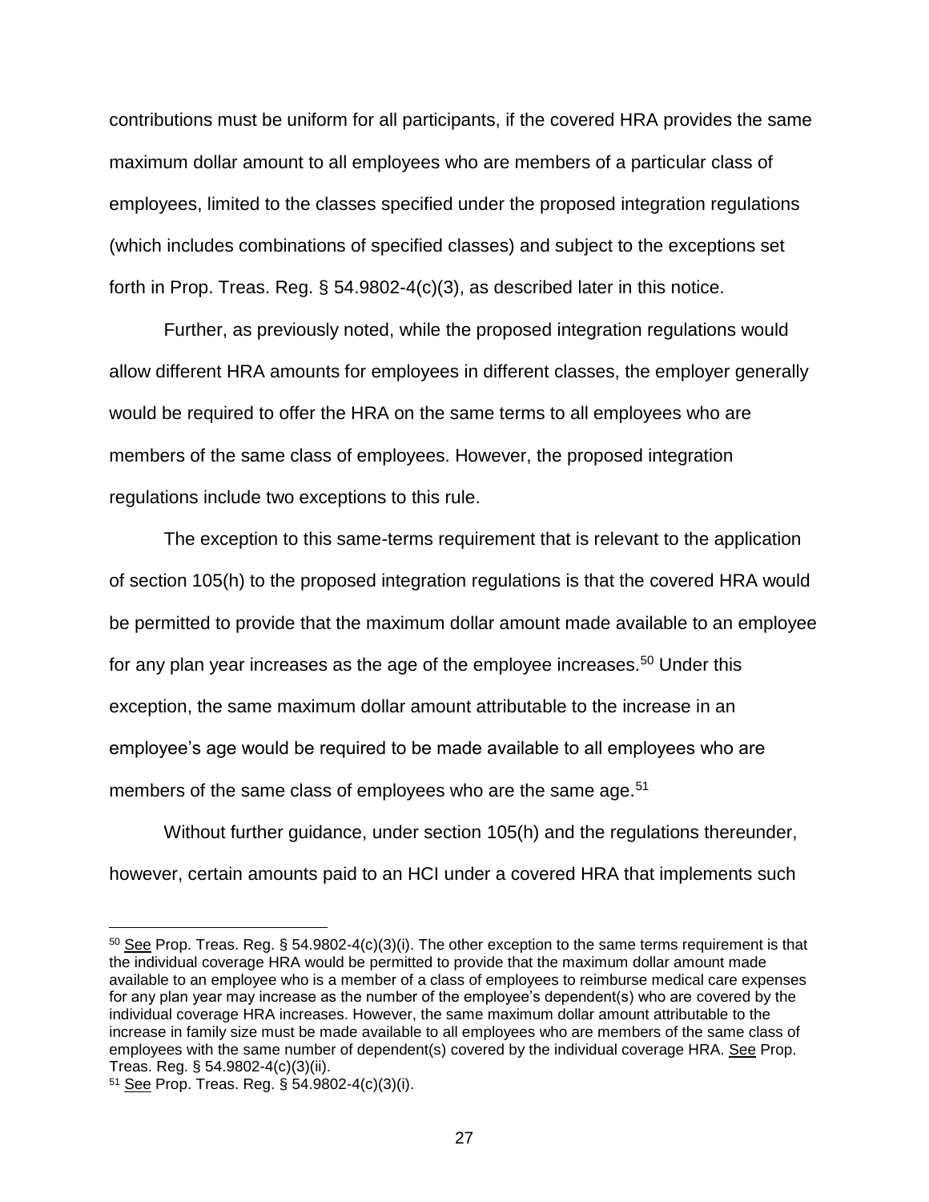contributions must be uniform for all participants, if the covered HRA provides the same maximum dollar amount to all employees who are members of a particular class of employees, limited to the classes specified under the proposed integration regulations (which includes combinations of specified classes) and subject to the exceptions set forth in Prop. Treas. Reg. § 54.9802-4(c)(3), as described later in this notice.

Further, as previously noted, while the proposed integration regulations would allow different HRA amounts for employees in different classes, the employer generally would be required to offer the HRA on the same terms to all employees who are members of the same class of employees. However, the proposed integration regulations include two exceptions to this rule.

The exception to this same-terms requirement that is relevant to the application of section 105(h) to the proposed integration regulations is that the covered HRA would be permitted to provide that the maximum dollar amount made available to an employee for any plan year increases as the age of the employee increases.[50] Under this exception, the same maximum dollar amount attributable to the increase in an employee's age would be required to be made available to all employees who are members of the same class of employees who are the same age.[51]

Without further guidance, under section 105(h) and the regulations thereunder, however, certain amounts paid to an HCI under a covered HRA that implements such

---

[50] See Prop. Treas. Reg. § 54.9802-4(c)(3)(i). The other exception to the same terms requirement is that the individual coverage HRA would be permitted to provide that the maximum dollar amount made available to an employee who is a member of a class of employees to reimburse medical care expenses for any plan year may increase as the number of the employee's dependent(s) who are covered by the individual coverage HRA increases. However, the same maximum dollar amount attributable to the increase in family size must be made available to all employees who are members of the same class of employees with the same number of dependent(s) covered by the individual coverage HRA. See Prop. Treas. Reg. § 54.9802-4(c)(3)(ii).

[51] See Prop. Treas. Reg. § 54.9802-4(c)(3)(i).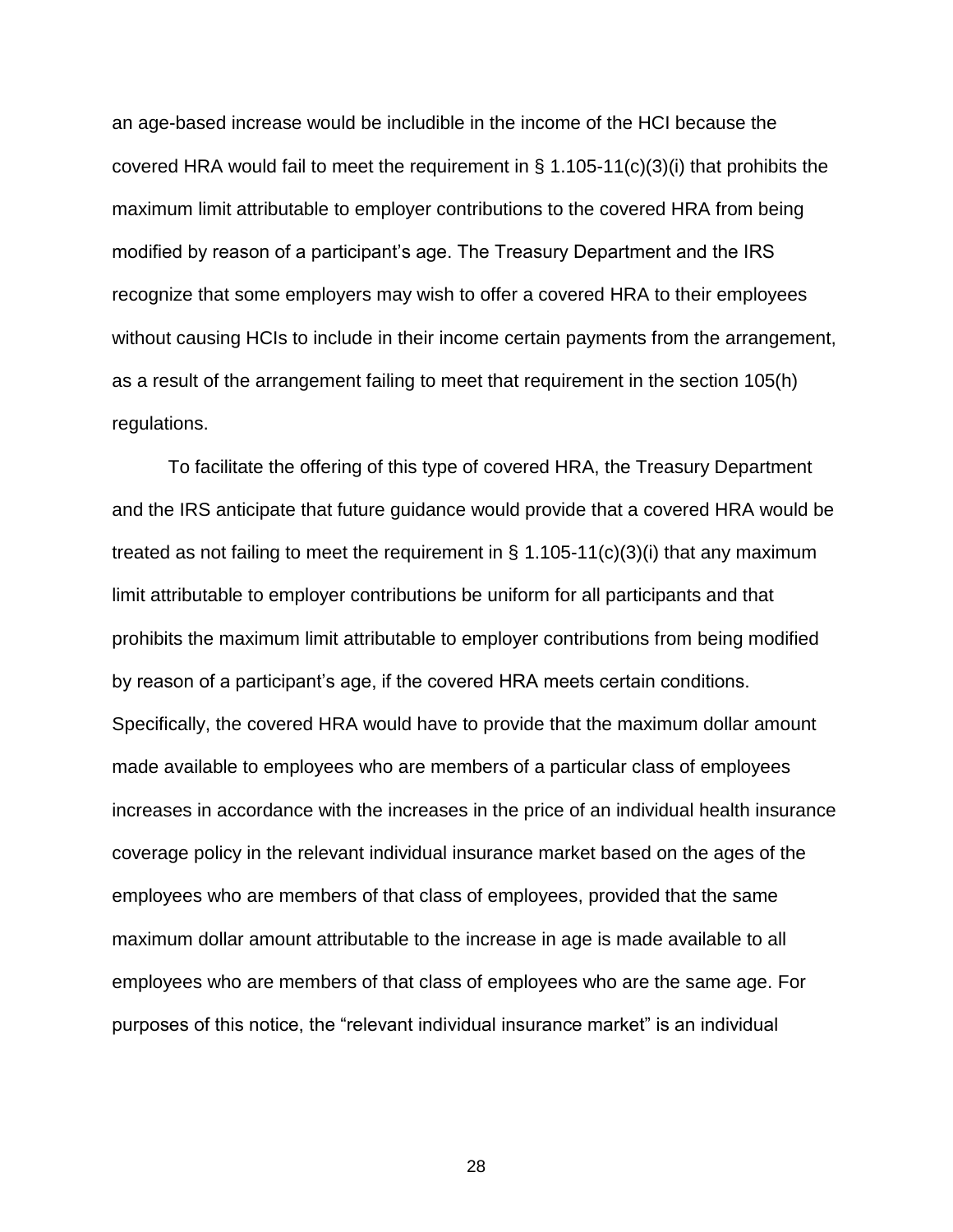an age-based increase would be includible in the income of the HCI because the covered HRA would fail to meet the requirement in § 1.105-11(c)(3)(i) that prohibits the maximum limit attributable to employer contributions to the covered HRA from being modified by reason of a participant's age. The Treasury Department and the IRS recognize that some employers may wish to offer a covered HRA to their employees without causing HCIs to include in their income certain payments from the arrangement, as a result of the arrangement failing to meet that requirement in the section 105(h) regulations.

To facilitate the offering of this type of covered HRA, the Treasury Department and the IRS anticipate that future guidance would provide that a covered HRA would be treated as not failing to meet the requirement in § 1.105-11(c)(3)(i) that any maximum limit attributable to employer contributions be uniform for all participants and that prohibits the maximum limit attributable to employer contributions from being modified by reason of a participant's age, if the covered HRA meets certain conditions. Specifically, the covered HRA would have to provide that the maximum dollar amount made available to employees who are members of a particular class of employees increases in accordance with the increases in the price of an individual health insurance coverage policy in the relevant individual insurance market based on the ages of the employees who are members of that class of employees, provided that the same maximum dollar amount attributable to the increase in age is made available to all employees who are members of that class of employees who are the same age. For purposes of this notice, the "relevant individual insurance market" is an individual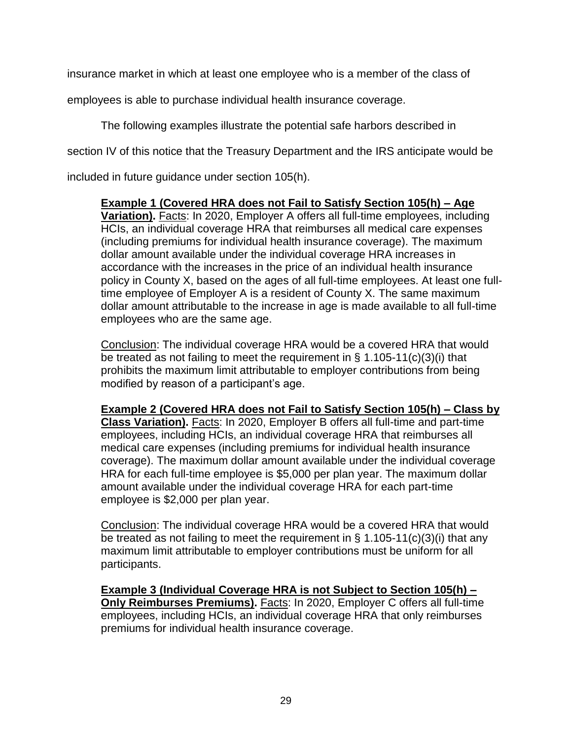insurance market in which at least one employee who is a member of the class of employees is able to purchase individual health insurance coverage.

The following examples illustrate the potential safe harbors described in section IV of this notice that the Treasury Department and the IRS anticipate would be included in future guidance under section 105(h).

> **Example 1 (Covered HRA does not Fail to Satisfy Section 105(h) – Age Variation).** Facts: In 2020, Employer A offers all full-time employees, including HCIs, an individual coverage HRA that reimburses all medical care expenses (including premiums for individual health insurance coverage). The maximum dollar amount available under the individual coverage HRA increases in accordance with the increases in the price of an individual health insurance policy in County X, based on the ages of all full-time employees. At least one full-time employee of Employer A is a resident of County X. The same maximum dollar amount attributable to the increase in age is made available to all full-time employees who are the same age.
>
> Conclusion: The individual coverage HRA would be a covered HRA that would be treated as not failing to meet the requirement in § 1.105-11(c)(3)(i) that prohibits the maximum limit attributable to employer contributions from being modified by reason of a participant's age.
>
> **Example 2 (Covered HRA does not Fail to Satisfy Section 105(h) – Class by Class Variation).** Facts: In 2020, Employer B offers all full-time and part-time employees, including HCIs, an individual coverage HRA that reimburses all medical care expenses (including premiums for individual health insurance coverage). The maximum dollar amount available under the individual coverage HRA for each full-time employee is $5,000 per plan year. The maximum dollar amount available under the individual coverage HRA for each part-time employee is $2,000 per plan year.
>
> Conclusion: The individual coverage HRA would be a covered HRA that would be treated as not failing to meet the requirement in § 1.105-11(c)(3)(i) that any maximum limit attributable to employer contributions must be uniform for all participants.
>
> **Example 3 (Individual Coverage HRA is not Subject to Section 105(h) – Only Reimburses Premiums).** Facts: In 2020, Employer C offers all full-time employees, including HCIs, an individual coverage HRA that only reimburses premiums for individual health insurance coverage.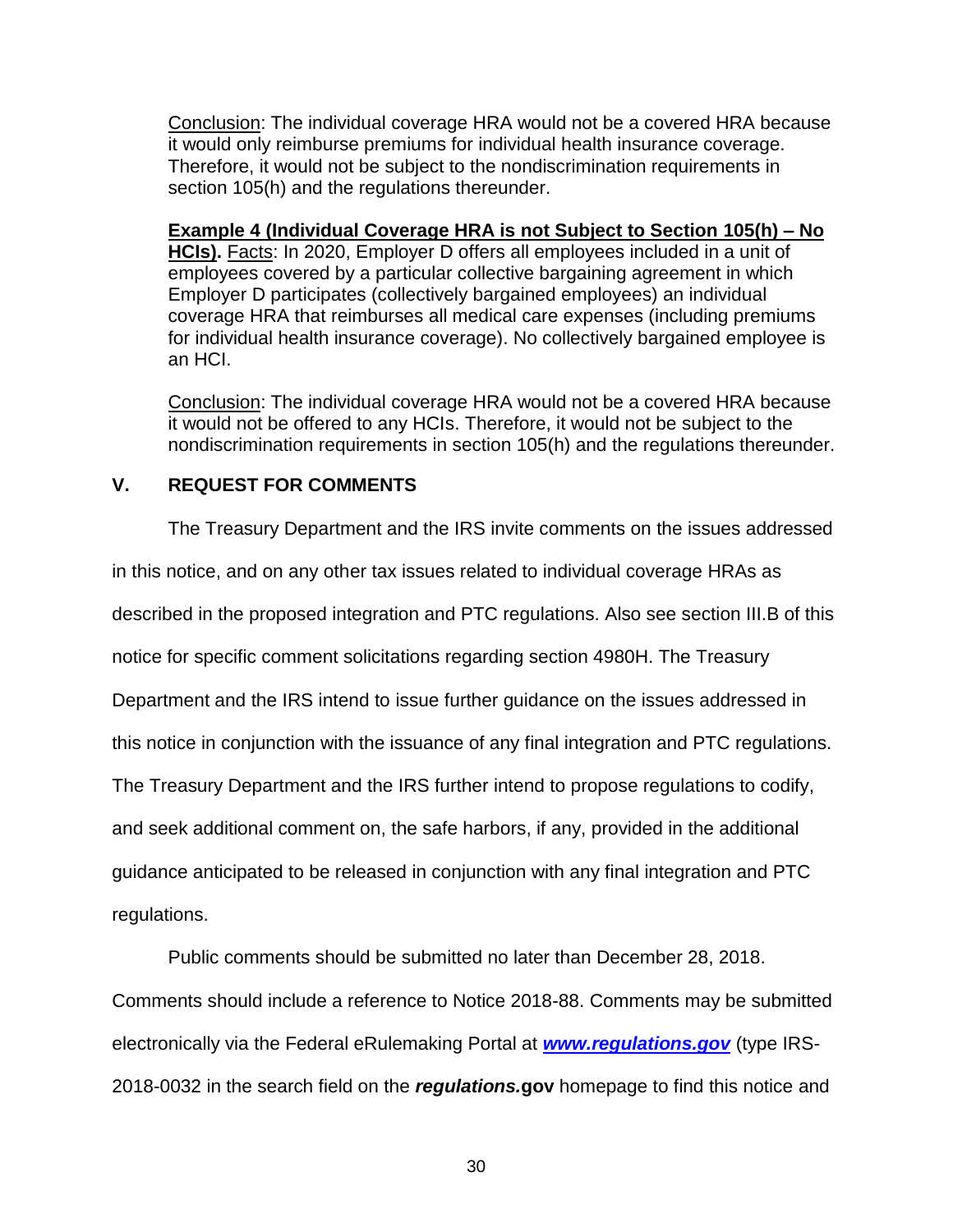Conclusion: The individual coverage HRA would not be a covered HRA because it would only reimburse premiums for individual health insurance coverage. Therefore, it would not be subject to the nondiscrimination requirements in section 105(h) and the regulations thereunder.

**Example 4 (Individual Coverage HRA is not Subject to Section 105(h) – No HCIs).** Facts: In 2020, Employer D offers all employees included in a unit of employees covered by a particular collective bargaining agreement in which Employer D participates (collectively bargained employees) an individual coverage HRA that reimburses all medical care expenses (including premiums for individual health insurance coverage). No collectively bargained employee is an HCI.

Conclusion: The individual coverage HRA would not be a covered HRA because it would not be offered to any HCIs. Therefore, it would not be subject to the nondiscrimination requirements in section 105(h) and the regulations thereunder.

## V. REQUEST FOR COMMENTS

The Treasury Department and the IRS invite comments on the issues addressed in this notice, and on any other tax issues related to individual coverage HRAs as described in the proposed integration and PTC regulations. Also see section III.B of this notice for specific comment solicitations regarding section 4980H. The Treasury Department and the IRS intend to issue further guidance on the issues addressed in this notice in conjunction with the issuance of any final integration and PTC regulations. The Treasury Department and the IRS further intend to propose regulations to codify, and seek additional comment on, the safe harbors, if any, provided in the additional guidance anticipated to be released in conjunction with any final integration and PTC regulations.

Public comments should be submitted no later than December 28, 2018. Comments should include a reference to Notice 2018-88. Comments may be submitted electronically via the Federal eRulemaking Portal at ***www.regulations.gov*** (type IRS-2018-0032 in the search field on the ***regulations.*****gov** homepage to find this notice and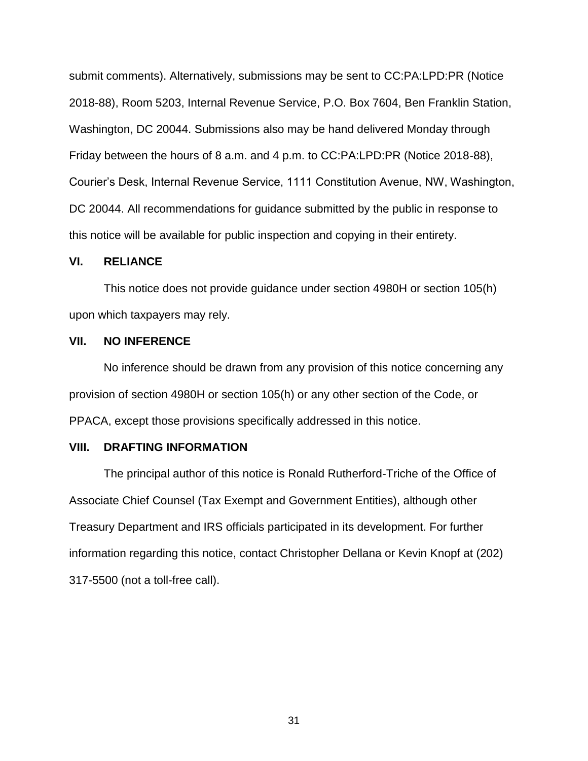submit comments). Alternatively, submissions may be sent to CC:PA:LPD:PR (Notice 2018-88), Room 5203, Internal Revenue Service, P.O. Box 7604, Ben Franklin Station, Washington, DC 20044. Submissions also may be hand delivered Monday through Friday between the hours of 8 a.m. and 4 p.m. to CC:PA:LPD:PR (Notice 2018-88), Courier's Desk, Internal Revenue Service, 1111 Constitution Avenue, NW, Washington, DC 20044. All recommendations for guidance submitted by the public in response to this notice will be available for public inspection and copying in their entirety.

## VI. RELIANCE

This notice does not provide guidance under section 4980H or section 105(h) upon which taxpayers may rely.

## VII. NO INFERENCE

No inference should be drawn from any provision of this notice concerning any provision of section 4980H or section 105(h) or any other section of the Code, or PPACA, except those provisions specifically addressed in this notice.

## VIII. DRAFTING INFORMATION

The principal author of this notice is Ronald Rutherford-Triche of the Office of Associate Chief Counsel (Tax Exempt and Government Entities), although other Treasury Department and IRS officials participated in its development. For further information regarding this notice, contact Christopher Dellana or Kevin Knopf at (202) 317-5500 (not a toll-free call).